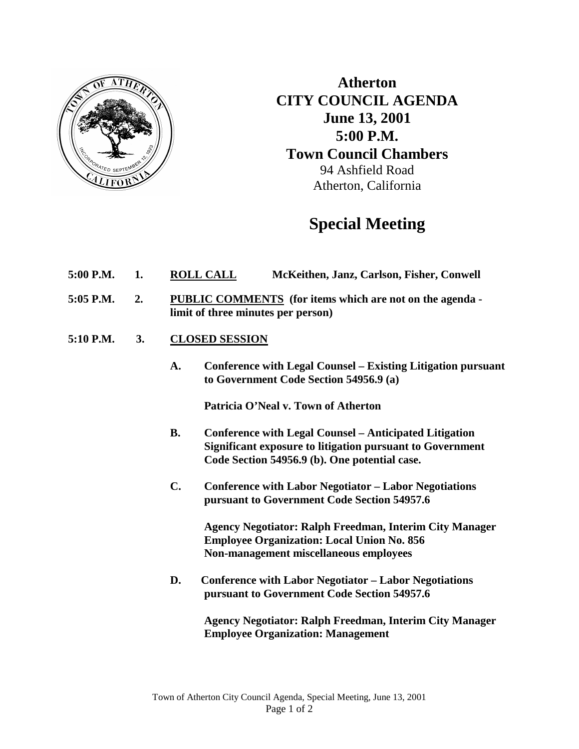# Atherton
# CITY COUNCIL AGENDA
## June 13, 2001
## 5:00 P.M.
## Town Council Chambers

94 Ashfield Road
Atherton, California

# Special Meeting

**5:00 P.M.** **1.** **ROLL CALL** **McKeithen, Janz, Carlson, Fisher, Conwell**

**5:05 P.M.** **2.** **PUBLIC COMMENTS (for items which are not on the agenda - limit of three minutes per person)**

**5:10 P.M.** **3.** **CLOSED SESSION**

**A.** **Conference with Legal Counsel – Existing Litigation pursuant to Government Code Section 54956.9 (a)**

**Patricia O'Neal v. Town of Atherton**

**B.** **Conference with Legal Counsel – Anticipated Litigation Significant exposure to litigation pursuant to Government Code Section 54956.9 (b). One potential case.**

**C.** **Conference with Labor Negotiator – Labor Negotiations pursuant to Government Code Section 54957.6**

**Agency Negotiator: Ralph Freedman, Interim City Manager**
**Employee Organization: Local Union No. 856**
**Non-management miscellaneous employees**

**D.** **Conference with Labor Negotiator – Labor Negotiations pursuant to Government Code Section 54957.6**

**Agency Negotiator: Ralph Freedman, Interim City Manager**
**Employee Organization: Management**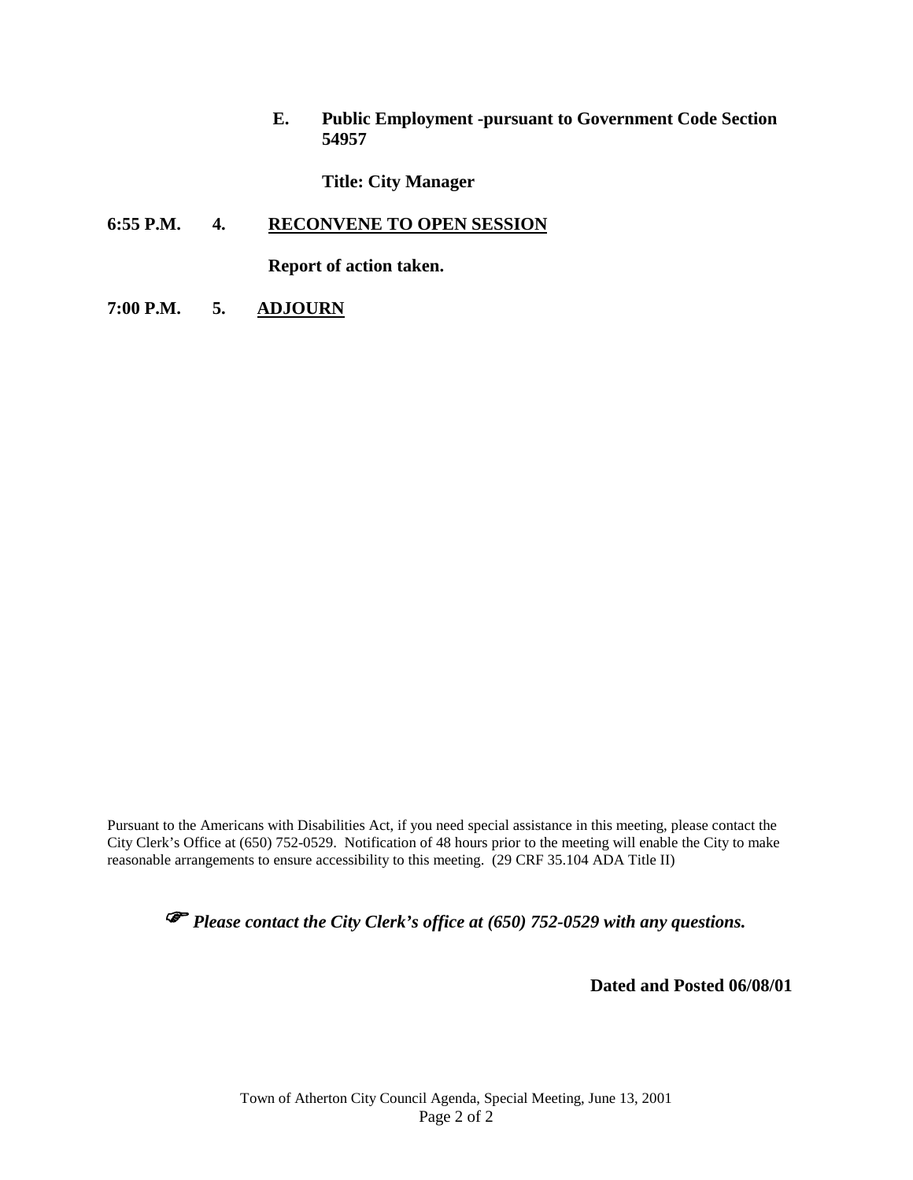**E. Public Employment -pursuant to Government Code Section 54957**

**Title: City Manager**

**6:55 P.M. 4. <u>RECONVENE TO OPEN SESSION</u>**

**Report of action taken.**

**7:00 P.M. 5. <u>ADJOURN</u>**

Pursuant to the Americans with Disabilities Act, if you need special assistance in this meeting, please contact the City Clerk's Office at (650) 752-0529. Notification of 48 hours prior to the meeting will enable the City to make reasonable arrangements to ensure accessibility to this meeting. (29 CRF 35.104 ADA Title II)

☞ ***Please contact the City Clerk's office at (650) 752-0529 with any questions.***

**Dated and Posted 06/08/01**

Town of Atherton City Council Agenda, Special Meeting, June 13, 2001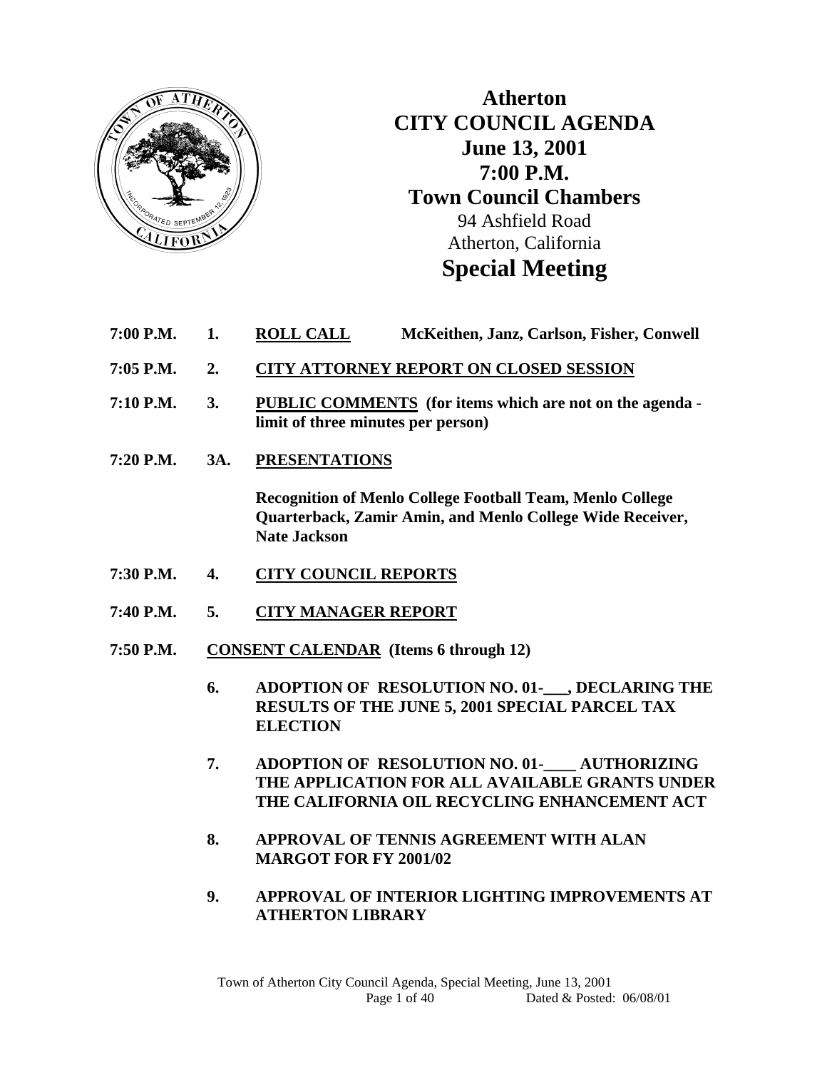# Atherton
# CITY COUNCIL AGENDA
## June 13, 2001
## 7:00 P.M.
## Town Council Chambers

94 Ashfield Road
Atherton, California

# Special Meeting

**7:00 P.M. 1. ROLL CALL** McKeithen, Janz, Carlson, Fisher, Conwell

**7:05 P.M. 2. CITY ATTORNEY REPORT ON CLOSED SESSION**

**7:10 P.M. 3. PUBLIC COMMENTS (for items which are not on the agenda - limit of three minutes per person)**

**7:20 P.M. 3A. PRESENTATIONS**

**Recognition of Menlo College Football Team, Menlo College Quarterback, Zamir Amin, and Menlo College Wide Receiver, Nate Jackson**

**7:30 P.M. 4. CITY COUNCIL REPORTS**

**7:40 P.M. 5. CITY MANAGER REPORT**

**7:50 P.M. CONSENT CALENDAR (Items 6 through 12)**

6. **ADOPTION OF RESOLUTION NO. 01-___, DECLARING THE RESULTS OF THE JUNE 5, 2001 SPECIAL PARCEL TAX ELECTION**

7. **ADOPTION OF RESOLUTION NO. 01-____ AUTHORIZING THE APPLICATION FOR ALL AVAILABLE GRANTS UNDER THE CALIFORNIA OIL RECYCLING ENHANCEMENT ACT**

8. **APPROVAL OF TENNIS AGREEMENT WITH ALAN MARGOT FOR FY 2001/02**

9. **APPROVAL OF INTERIOR LIGHTING IMPROVEMENTS AT ATHERTON LIBRARY**

Dated & Posted: 06/08/01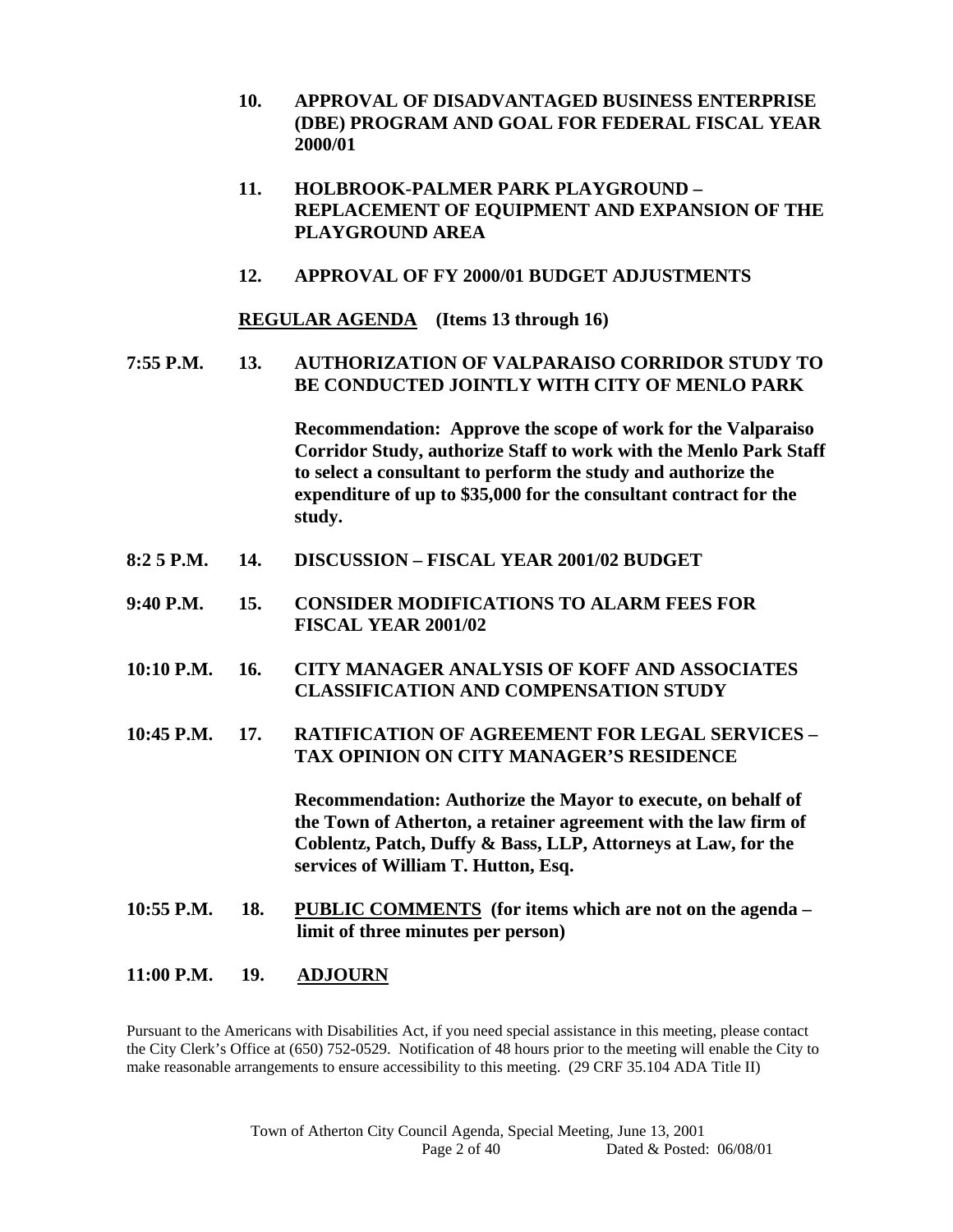**10. APPROVAL OF DISADVANTAGED BUSINESS ENTERPRISE (DBE) PROGRAM AND GOAL FOR FEDERAL FISCAL YEAR 2000/01**

**11. HOLBROOK-PALMER PARK PLAYGROUND – REPLACEMENT OF EQUIPMENT AND EXPANSION OF THE PLAYGROUND AREA**

**12. APPROVAL OF FY 2000/01 BUDGET ADJUSTMENTS**

**REGULAR AGENDA (Items 13 through 16)**

**7:55 P.M. 13. AUTHORIZATION OF VALPARAISO CORRIDOR STUDY TO BE CONDUCTED JOINTLY WITH CITY OF MENLO PARK**

**Recommendation: Approve the scope of work for the Valparaiso Corridor Study, authorize Staff to work with the Menlo Park Staff to select a consultant to perform the study and authorize the expenditure of up to $35,000 for the consultant contract for the study.**

**8:2 5 P.M. 14. DISCUSSION – FISCAL YEAR 2001/02 BUDGET**

**9:40 P.M. 15. CONSIDER MODIFICATIONS TO ALARM FEES FOR FISCAL YEAR 2001/02**

**10:10 P.M. 16. CITY MANAGER ANALYSIS OF KOFF AND ASSOCIATES CLASSIFICATION AND COMPENSATION STUDY**

**10:45 P.M. 17. RATIFICATION OF AGREEMENT FOR LEGAL SERVICES – TAX OPINION ON CITY MANAGER'S RESIDENCE**

**Recommendation: Authorize the Mayor to execute, on behalf of the Town of Atherton, a retainer agreement with the law firm of Coblentz, Patch, Duffy & Bass, LLP, Attorneys at Law, for the services of William T. Hutton, Esq.**

**10:55 P.M. 18. PUBLIC COMMENTS (for items which are not on the agenda – limit of three minutes per person)**

**11:00 P.M. 19. ADJOURN**

Pursuant to the Americans with Disabilities Act, if you need special assistance in this meeting, please contact the City Clerk's Office at (650) 752-0529. Notification of 48 hours prior to the meeting will enable the City to make reasonable arrangements to ensure accessibility to this meeting. (29 CRF 35.104 ADA Title II)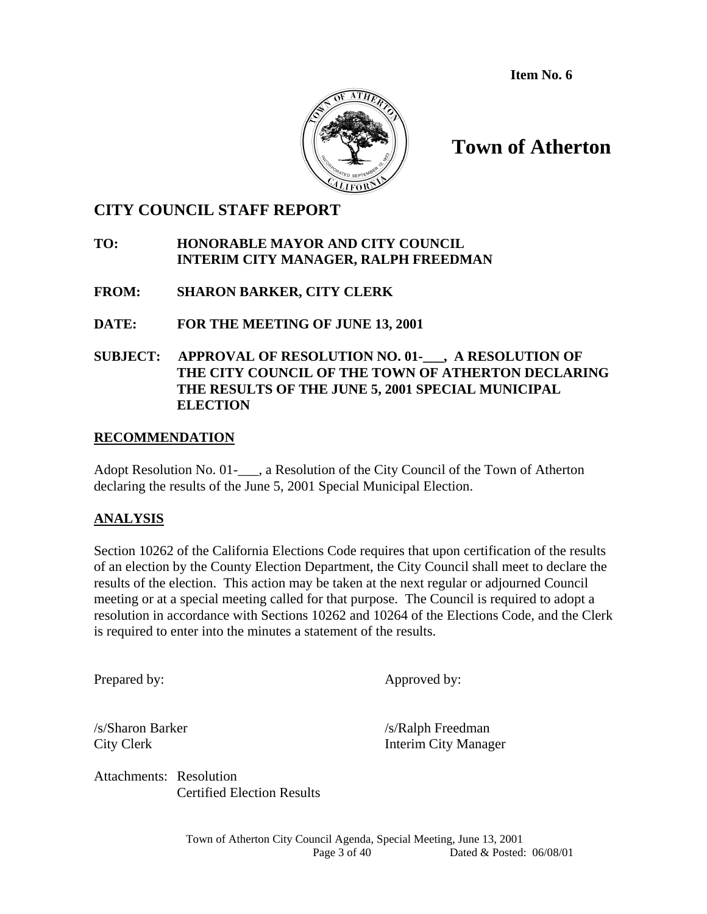**Item No. 6**

# Town of Atherton

## CITY COUNCIL STAFF REPORT

**TO:** **HONORABLE MAYOR AND CITY COUNCIL**
**INTERIM CITY MANAGER, RALPH FREEDMAN**

**FROM:** **SHARON BARKER, CITY CLERK**

**DATE:** **FOR THE MEETING OF JUNE 13, 2001**

**SUBJECT:** **APPROVAL OF RESOLUTION NO. 01-___, A RESOLUTION OF THE CITY COUNCIL OF THE TOWN OF ATHERTON DECLARING THE RESULTS OF THE JUNE 5, 2001 SPECIAL MUNICIPAL ELECTION**

### RECOMMENDATION

Adopt Resolution No. 01-___, a Resolution of the City Council of the Town of Atherton declaring the results of the June 5, 2001 Special Municipal Election.

### ANALYSIS

Section 10262 of the California Elections Code requires that upon certification of the results of an election by the County Election Department, the City Council shall meet to declare the results of the election. This action may be taken at the next regular or adjourned Council meeting or at a special meeting called for that purpose. The Council is required to adopt a resolution in accordance with Sections 10262 and 10264 of the Elections Code, and the Clerk is required to enter into the minutes a statement of the results.

Prepared by: Approved by:

/s/Sharon Barker
City Clerk

/s/Ralph Freedman
Interim City Manager

Attachments: Resolution
Certified Election Results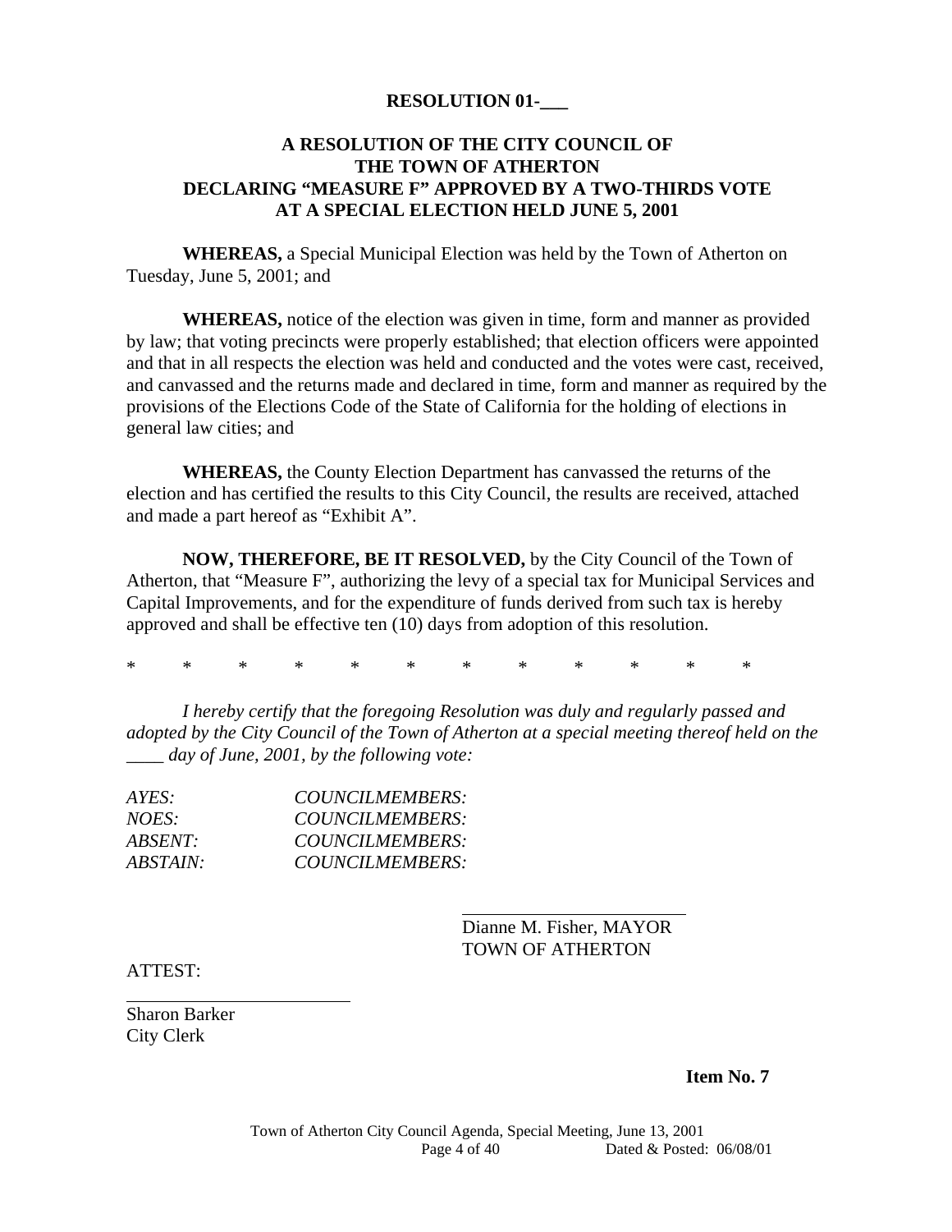**RESOLUTION 01-___**

**A RESOLUTION OF THE CITY COUNCIL OF THE TOWN OF ATHERTON DECLARING "MEASURE F" APPROVED BY A TWO-THIRDS VOTE AT A SPECIAL ELECTION HELD JUNE 5, 2001**

**WHEREAS,** a Special Municipal Election was held by the Town of Atherton on Tuesday, June 5, 2001; and

**WHEREAS,** notice of the election was given in time, form and manner as provided by law; that voting precincts were properly established; that election officers were appointed and that in all respects the election was held and conducted and the votes were cast, received, and canvassed and the returns made and declared in time, form and manner as required by the provisions of the Elections Code of the State of California for the holding of elections in general law cities; and

**WHEREAS,** the County Election Department has canvassed the returns of the election and has certified the results to this City Council, the results are received, attached and made a part hereof as "Exhibit A".

**NOW, THEREFORE, BE IT RESOLVED,** by the City Council of the Town of Atherton, that "Measure F", authorizing the levy of a special tax for Municipal Services and Capital Improvements, and for the expenditure of funds derived from such tax is hereby approved and shall be effective ten (10) days from adoption of this resolution.

\* \* \* \* \* \* \* \* \* \* \* \*

*I hereby certify that the foregoing Resolution was duly and regularly passed and adopted by the City Council of the Town of Atherton at a special meeting thereof held on the ____ day of June, 2001, by the following vote:*

*AYES: COUNCILMEMBERS:*
*NOES: COUNCILMEMBERS:*
*ABSENT: COUNCILMEMBERS:*
*ABSTAIN: COUNCILMEMBERS:*

___________________________
Dianne M. Fisher, MAYOR
TOWN OF ATHERTON

ATTEST:

___________________________
Sharon Barker
City Clerk

**Item No. 7**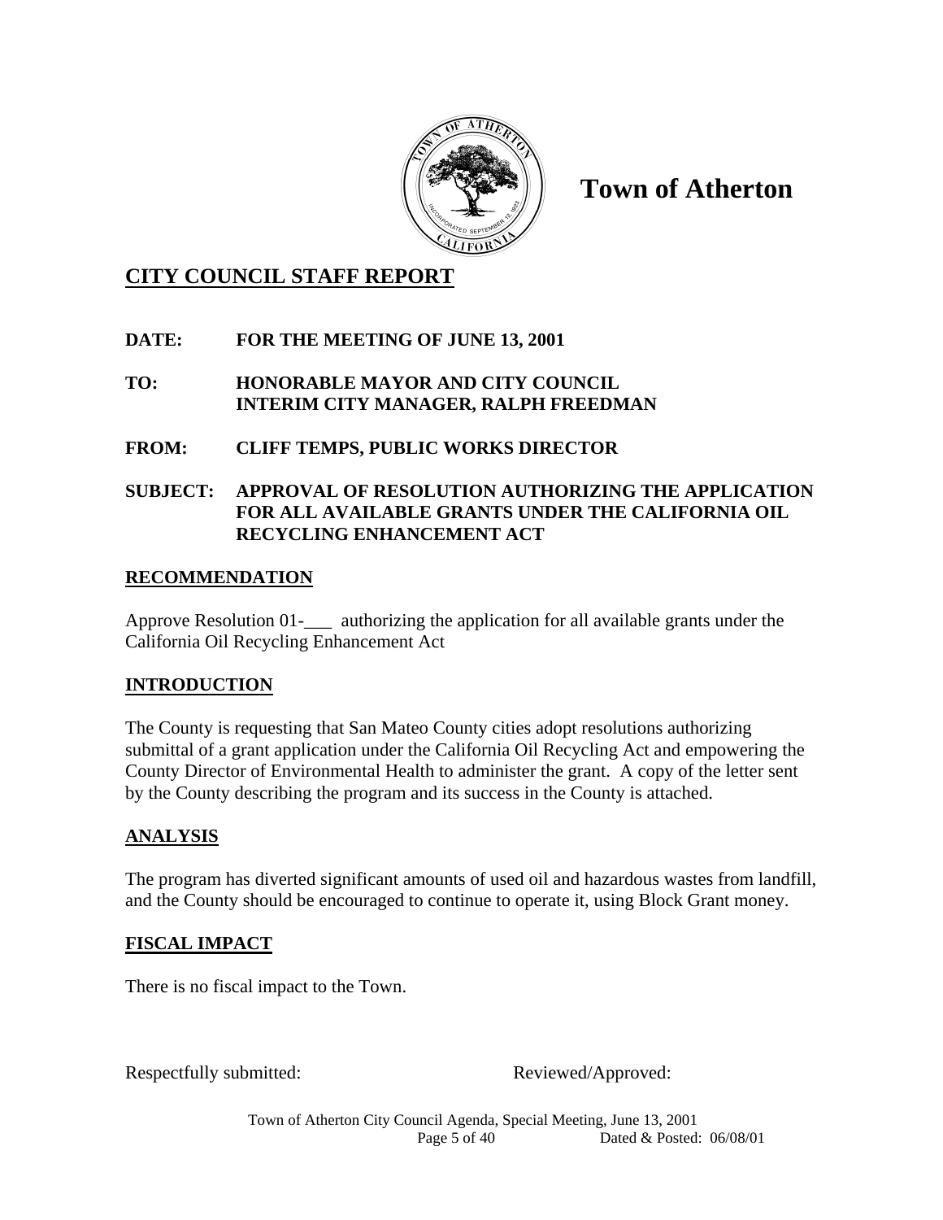# Town of Atherton

## CITY COUNCIL STAFF REPORT

**DATE:** **FOR THE MEETING OF JUNE 13, 2001**

**TO:** **HONORABLE MAYOR AND CITY COUNCIL**
**INTERIM CITY MANAGER, RALPH FREEDMAN**

**FROM:** **CLIFF TEMPS, PUBLIC WORKS DIRECTOR**

**SUBJECT:** **APPROVAL OF RESOLUTION AUTHORIZING THE APPLICATION FOR ALL AVAILABLE GRANTS UNDER THE CALIFORNIA OIL RECYCLING ENHANCEMENT ACT**

### RECOMMENDATION

Approve Resolution 01-___ authorizing the application for all available grants under the California Oil Recycling Enhancement Act

### INTRODUCTION

The County is requesting that San Mateo County cities adopt resolutions authorizing submittal of a grant application under the California Oil Recycling Act and empowering the County Director of Environmental Health to administer the grant. A copy of the letter sent by the County describing the program and its success in the County is attached.

### ANALYSIS

The program has diverted significant amounts of used oil and hazardous wastes from landfill, and the County should be encouraged to continue to operate it, using Block Grant money.

### FISCAL IMPACT

There is no fiscal impact to the Town.

Respectfully submitted: Reviewed/Approved: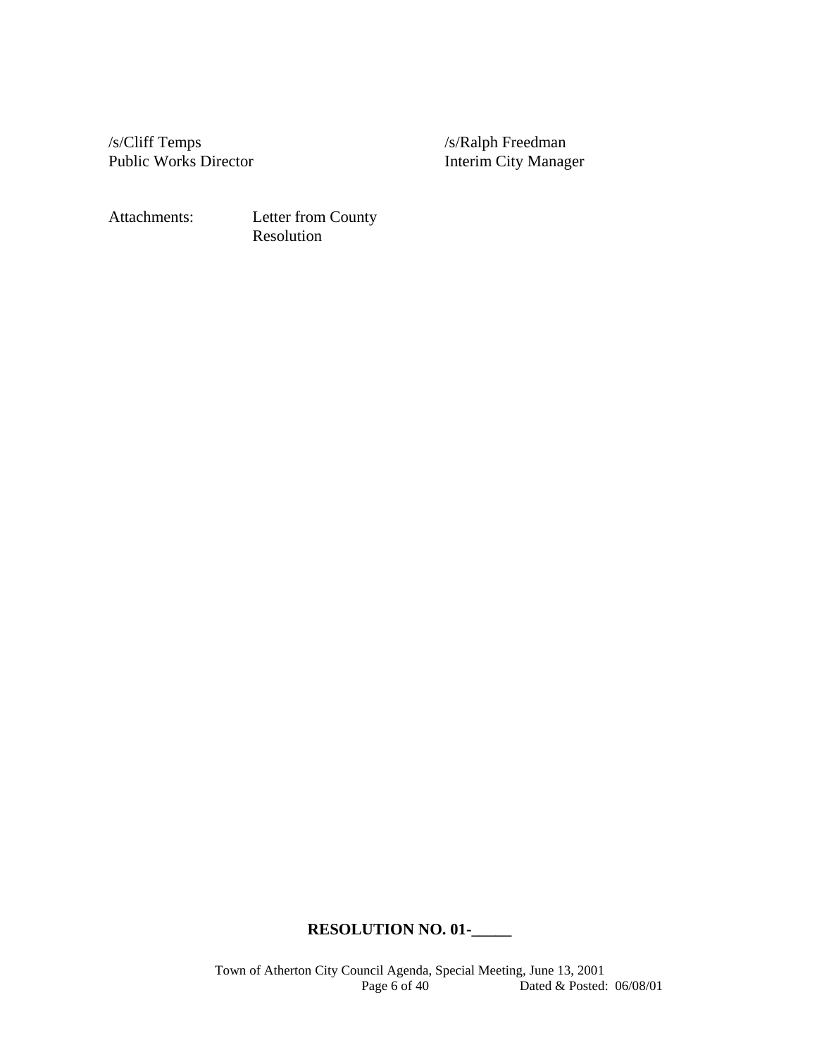/s/Cliff Temps
Public Works Director

/s/Ralph Freedman
Interim City Manager

Attachments: Letter from County
Resolution

**RESOLUTION NO. 01-_____**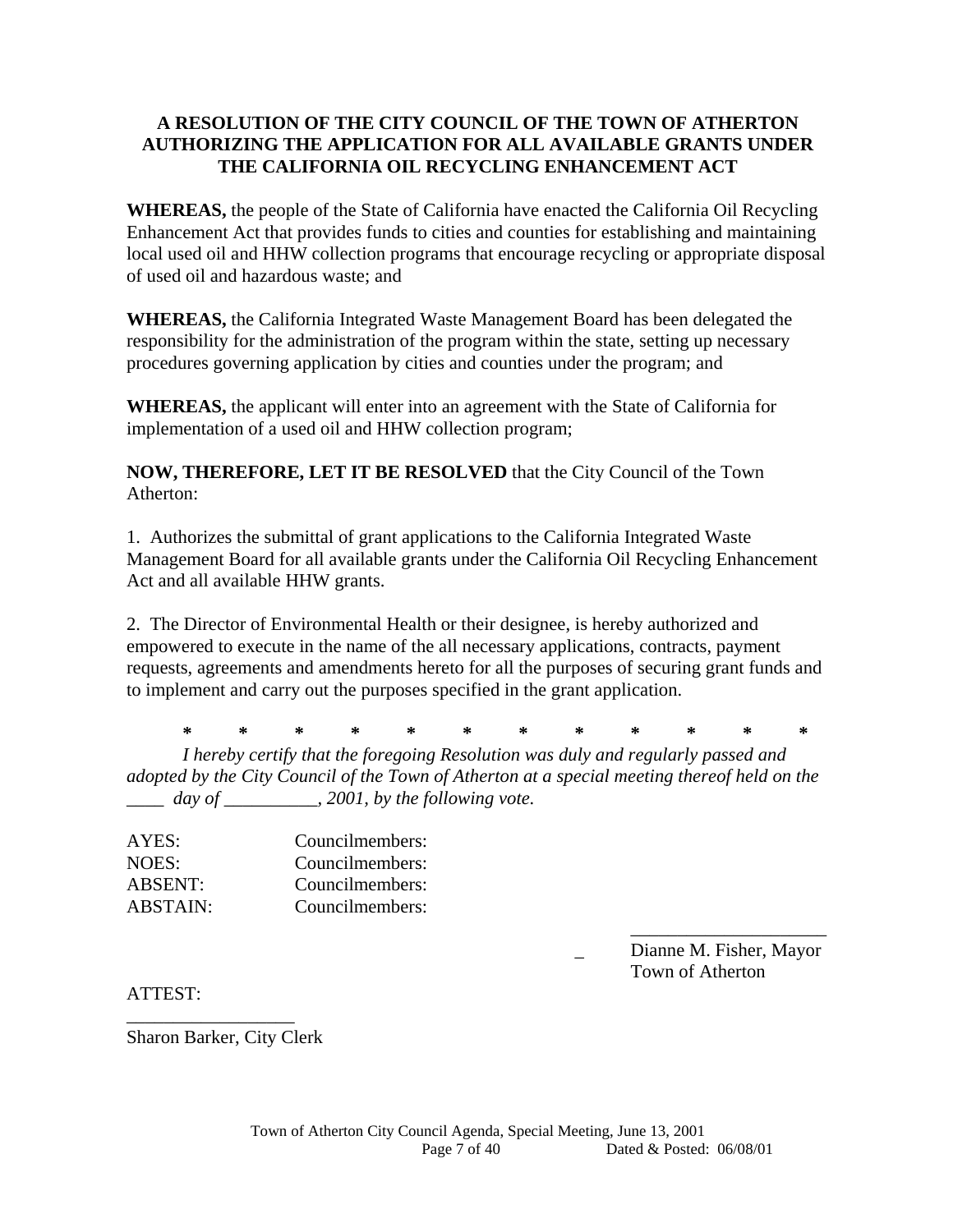**A RESOLUTION OF THE CITY COUNCIL OF THE TOWN OF ATHERTON AUTHORIZING THE APPLICATION FOR ALL AVAILABLE GRANTS UNDER THE CALIFORNIA OIL RECYCLING ENHANCEMENT ACT**

**WHEREAS,** the people of the State of California have enacted the California Oil Recycling Enhancement Act that provides funds to cities and counties for establishing and maintaining local used oil and HHW collection programs that encourage recycling or appropriate disposal of used oil and hazardous waste; and

**WHEREAS,** the California Integrated Waste Management Board has been delegated the responsibility for the administration of the program within the state, setting up necessary procedures governing application by cities and counties under the program; and

**WHEREAS,** the applicant will enter into an agreement with the State of California for implementation of a used oil and HHW collection program;

**NOW, THEREFORE, LET IT BE RESOLVED** that the City Council of the Town Atherton:

1. Authorizes the submittal of grant applications to the California Integrated Waste Management Board for all available grants under the California Oil Recycling Enhancement Act and all available HHW grants.

2. The Director of Environmental Health or their designee, is hereby authorized and empowered to execute in the name of the all necessary applications, contracts, payment requests, agreements and amendments hereto for all the purposes of securing grant funds and to implement and carry out the purposes specified in the grant application.

\* \* \* \* \* \* \* \* \* \* \* \*

*I hereby certify that the foregoing Resolution was duly and regularly passed and adopted by the City Council of the Town of Atherton at a special meeting thereof held on the ____ day of __________, 2001, by the following vote.*

AYES: Councilmembers:
NOES: Councilmembers:
ABSENT: Councilmembers:
ABSTAIN: Councilmembers:

_____________________
Dianne M. Fisher, Mayor
Town of Atherton

ATTEST:

__________________
Sharon Barker, City Clerk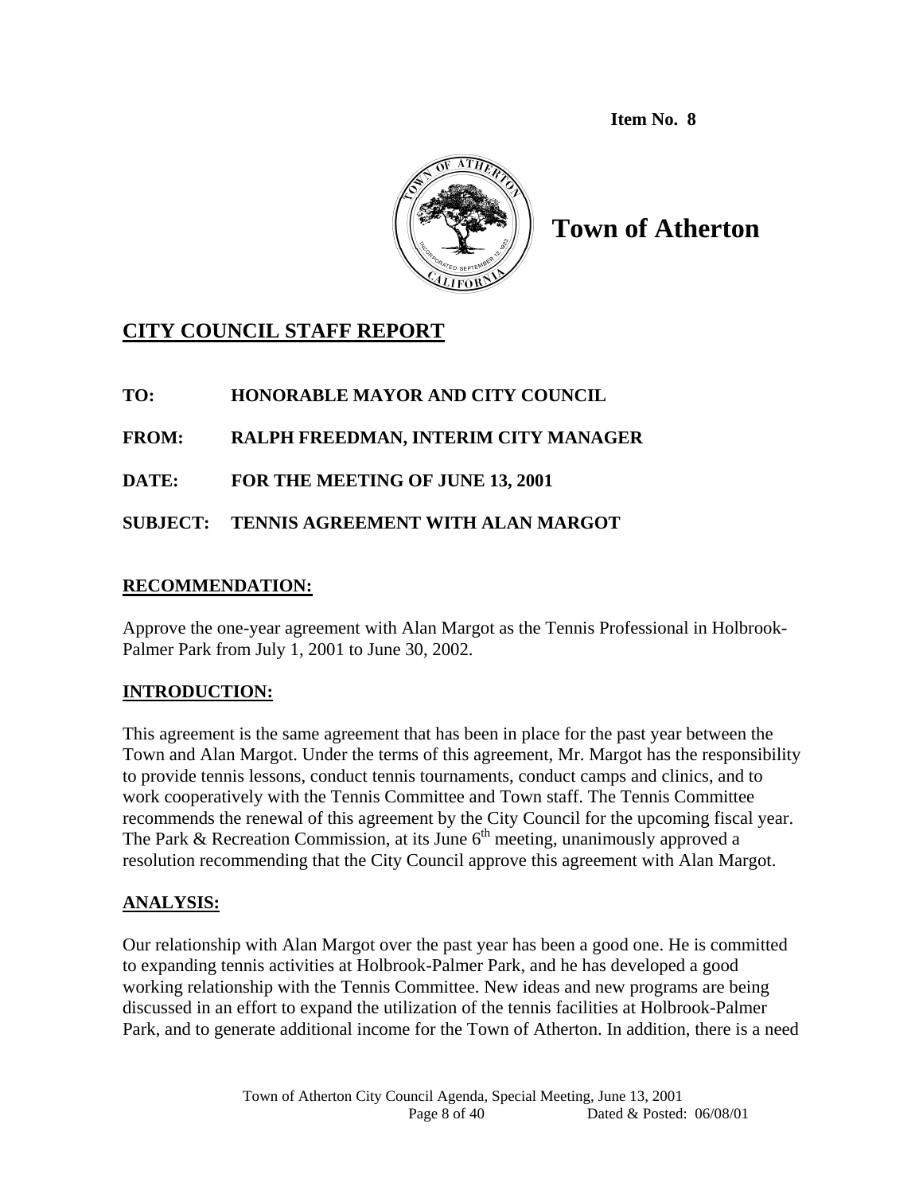**Item No. 8**

# Town of Atherton

## CITY COUNCIL STAFF REPORT

**TO:** HONORABLE MAYOR AND CITY COUNCIL

**FROM:** RALPH FREEDMAN, INTERIM CITY MANAGER

**DATE:** FOR THE MEETING OF JUNE 13, 2001

**SUBJECT:** TENNIS AGREEMENT WITH ALAN MARGOT

### RECOMMENDATION:

Approve the one-year agreement with Alan Margot as the Tennis Professional in Holbrook-Palmer Park from July 1, 2001 to June 30, 2002.

### INTRODUCTION:

This agreement is the same agreement that has been in place for the past year between the Town and Alan Margot. Under the terms of this agreement, Mr. Margot has the responsibility to provide tennis lessons, conduct tennis tournaments, conduct camps and clinics, and to work cooperatively with the Tennis Committee and Town staff. The Tennis Committee recommends the renewal of this agreement by the City Council for the upcoming fiscal year. The Park & Recreation Commission, at its June 6th meeting, unanimously approved a resolution recommending that the City Council approve this agreement with Alan Margot.

### ANALYSIS:

Our relationship with Alan Margot over the past year has been a good one. He is committed to expanding tennis activities at Holbrook-Palmer Park, and he has developed a good working relationship with the Tennis Committee. New ideas and new programs are being discussed in an effort to expand the utilization of the tennis facilities at Holbrook-Palmer Park, and to generate additional income for the Town of Atherton. In addition, there is a need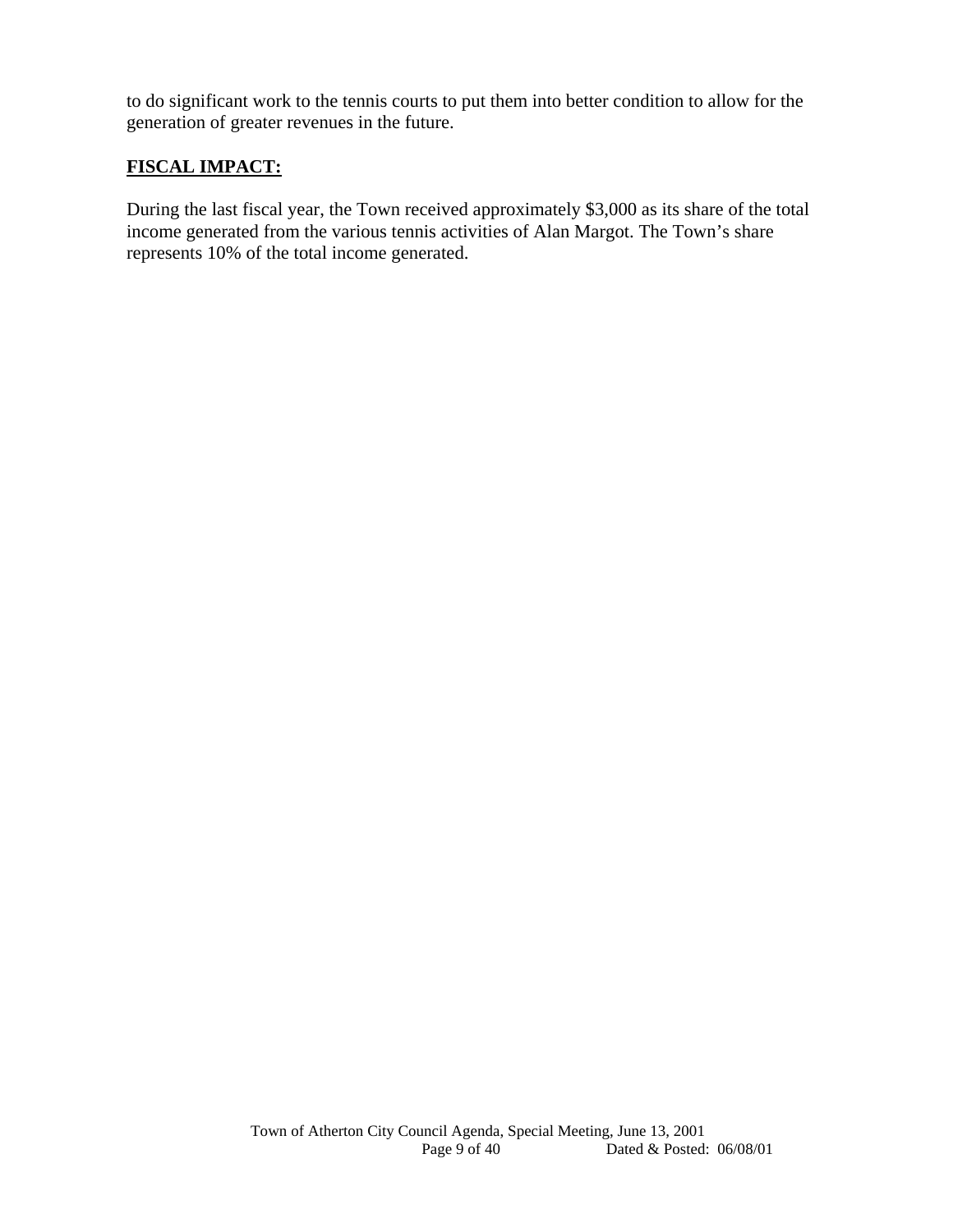to do significant work to the tennis courts to put them into better condition to allow for the generation of greater revenues in the future.

**FISCAL IMPACT:**

During the last fiscal year, the Town received approximately $3,000 as its share of the total income generated from the various tennis activities of Alan Margot. The Town's share represents 10% of the total income generated.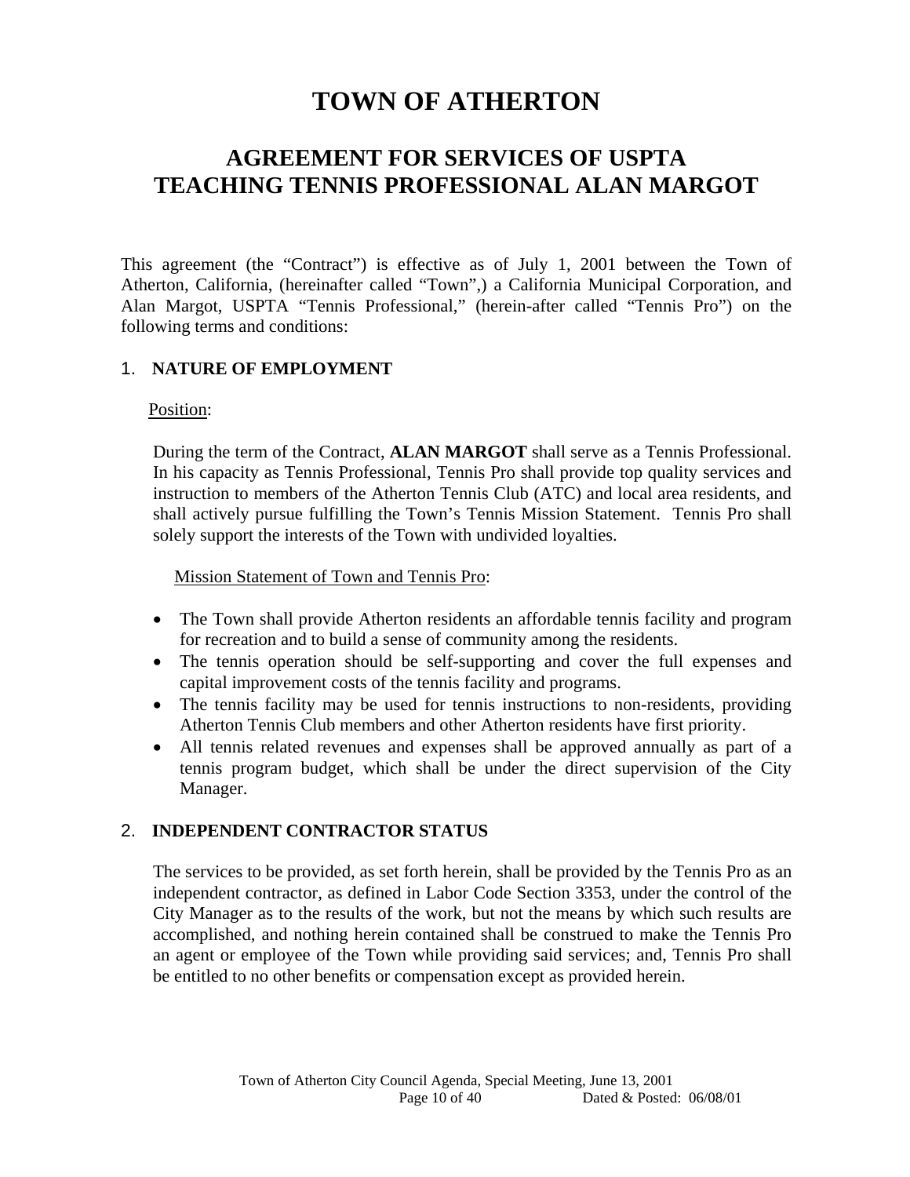# TOWN OF ATHERTON

## AGREEMENT FOR SERVICES OF USPTA TEACHING TENNIS PROFESSIONAL ALAN MARGOT

This agreement (the "Contract") is effective as of July 1, 2001 between the Town of Atherton, California, (hereinafter called "Town",) a California Municipal Corporation, and Alan Margot, USPTA "Tennis Professional," (herein-after called "Tennis Pro") on the following terms and conditions:

### 1. NATURE OF EMPLOYMENT

Position:

During the term of the Contract, **ALAN MARGOT** shall serve as a Tennis Professional. In his capacity as Tennis Professional, Tennis Pro shall provide top quality services and instruction to members of the Atherton Tennis Club (ATC) and local area residents, and shall actively pursue fulfilling the Town's Tennis Mission Statement. Tennis Pro shall solely support the interests of the Town with undivided loyalties.

Mission Statement of Town and Tennis Pro:

- The Town shall provide Atherton residents an affordable tennis facility and program for recreation and to build a sense of community among the residents.
- The tennis operation should be self-supporting and cover the full expenses and capital improvement costs of the tennis facility and programs.
- The tennis facility may be used for tennis instructions to non-residents, providing Atherton Tennis Club members and other Atherton residents have first priority.
- All tennis related revenues and expenses shall be approved annually as part of a tennis program budget, which shall be under the direct supervision of the City Manager.

### 2. INDEPENDENT CONTRACTOR STATUS

The services to be provided, as set forth herein, shall be provided by the Tennis Pro as an independent contractor, as defined in Labor Code Section 3353, under the control of the City Manager as to the results of the work, but not the means by which such results are accomplished, and nothing herein contained shall be construed to make the Tennis Pro an agent or employee of the Town while providing said services; and, Tennis Pro shall be entitled to no other benefits or compensation except as provided herein.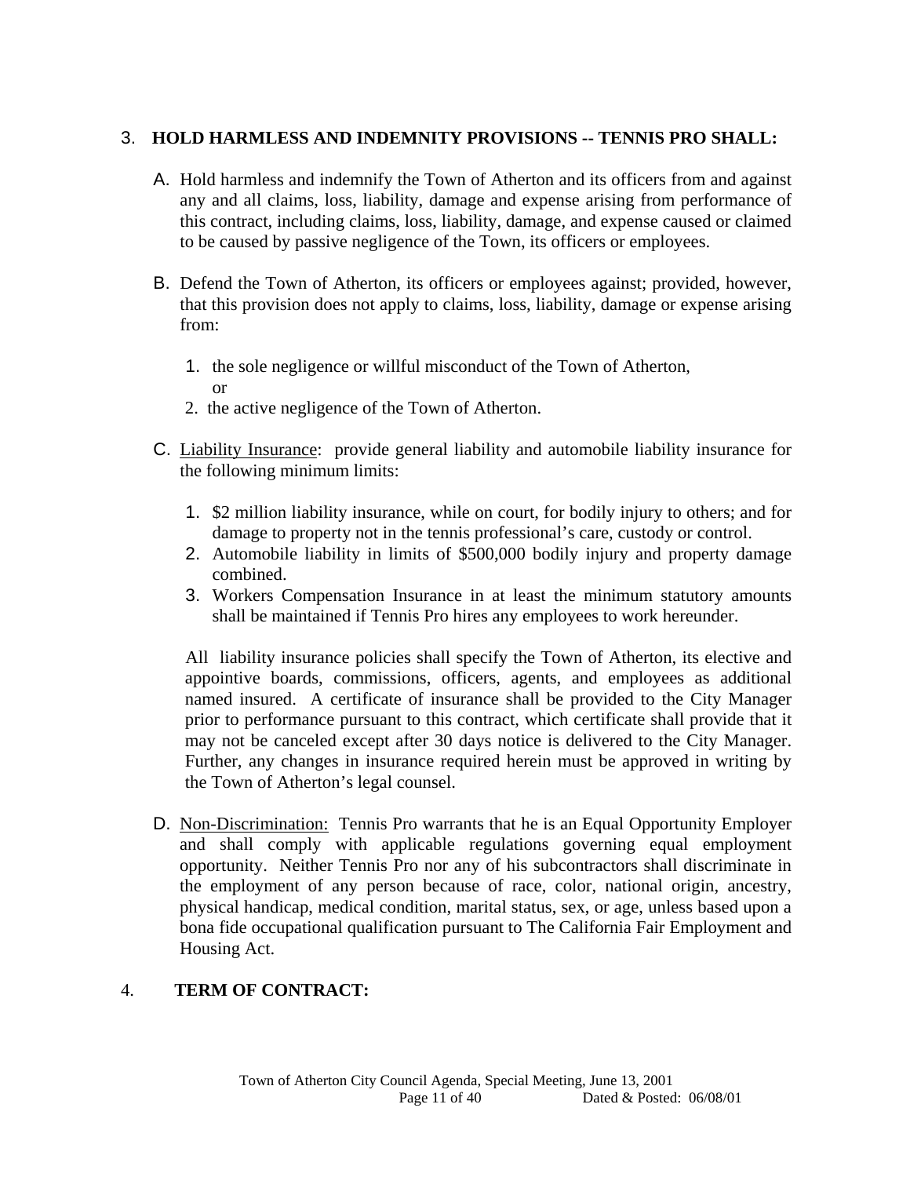3. **HOLD HARMLESS AND INDEMNITY PROVISIONS -- TENNIS PRO SHALL:**

   A. Hold harmless and indemnify the Town of Atherton and its officers from and against any and all claims, loss, liability, damage and expense arising from performance of this contract, including claims, loss, liability, damage, and expense caused or claimed to be caused by passive negligence of the Town, its officers or employees.

   B. Defend the Town of Atherton, its officers or employees against; provided, however, that this provision does not apply to claims, loss, liability, damage or expense arising from:

      1. the sole negligence or willful misconduct of the Town of Atherton, or
      2. the active negligence of the Town of Atherton.

   C. Liability Insurance: provide general liability and automobile liability insurance for the following minimum limits:

      1. \$2 million liability insurance, while on court, for bodily injury to others; and for damage to property not in the tennis professional's care, custody or control.
      2. Automobile liability in limits of \$500,000 bodily injury and property damage combined.
      3. Workers Compensation Insurance in at least the minimum statutory amounts shall be maintained if Tennis Pro hires any employees to work hereunder.

      All liability insurance policies shall specify the Town of Atherton, its elective and appointive boards, commissions, officers, agents, and employees as additional named insured. A certificate of insurance shall be provided to the City Manager prior to performance pursuant to this contract, which certificate shall provide that it may not be canceled except after 30 days notice is delivered to the City Manager. Further, any changes in insurance required herein must be approved in writing by the Town of Atherton's legal counsel.

   D. Non-Discrimination: Tennis Pro warrants that he is an Equal Opportunity Employer and shall comply with applicable regulations governing equal employment opportunity. Neither Tennis Pro nor any of his subcontractors shall discriminate in the employment of any person because of race, color, national origin, ancestry, physical handicap, medical condition, marital status, sex, or age, unless based upon a bona fide occupational qualification pursuant to The California Fair Employment and Housing Act.

4. **TERM OF CONTRACT:**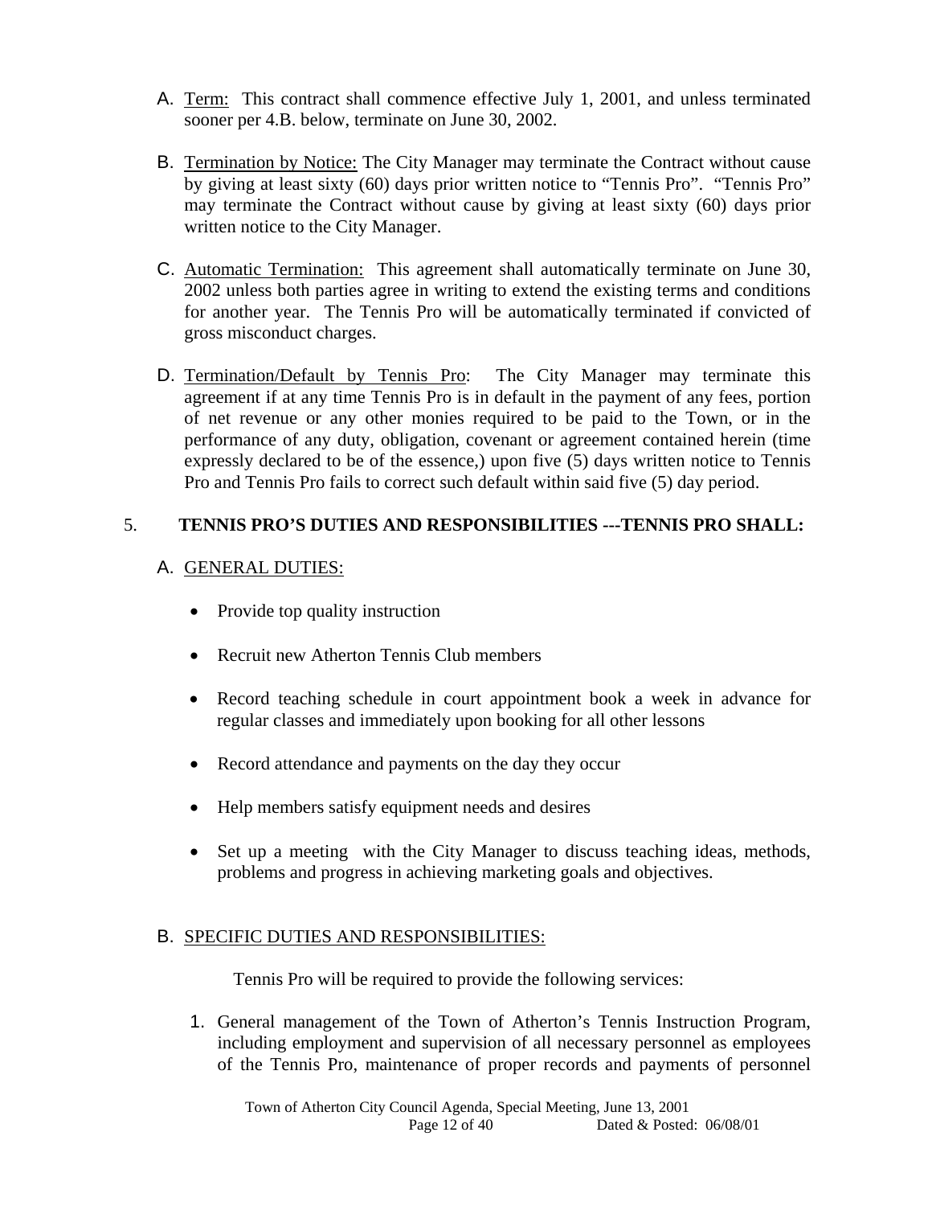A. Term: This contract shall commence effective July 1, 2001, and unless terminated sooner per 4.B. below, terminate on June 30, 2002.

B. Termination by Notice: The City Manager may terminate the Contract without cause by giving at least sixty (60) days prior written notice to "Tennis Pro". "Tennis Pro" may terminate the Contract without cause by giving at least sixty (60) days prior written notice to the City Manager.

C. Automatic Termination: This agreement shall automatically terminate on June 30, 2002 unless both parties agree in writing to extend the existing terms and conditions for another year. The Tennis Pro will be automatically terminated if convicted of gross misconduct charges.

D. Termination/Default by Tennis Pro: The City Manager may terminate this agreement if at any time Tennis Pro is in default in the payment of any fees, portion of net revenue or any other monies required to be paid to the Town, or in the performance of any duty, obligation, covenant or agreement contained herein (time expressly declared to be of the essence,) upon five (5) days written notice to Tennis Pro and Tennis Pro fails to correct such default within said five (5) day period.

## 5. TENNIS PRO'S DUTIES AND RESPONSIBILITIES ---TENNIS PRO SHALL:

A. GENERAL DUTIES:

- Provide top quality instruction
- Recruit new Atherton Tennis Club members
- Record teaching schedule in court appointment book a week in advance for regular classes and immediately upon booking for all other lessons
- Record attendance and payments on the day they occur
- Help members satisfy equipment needs and desires
- Set up a meeting with the City Manager to discuss teaching ideas, methods, problems and progress in achieving marketing goals and objectives.

B. SPECIFIC DUTIES AND RESPONSIBILITIES:

Tennis Pro will be required to provide the following services:

1. General management of the Town of Atherton's Tennis Instruction Program, including employment and supervision of all necessary personnel as employees of the Tennis Pro, maintenance of proper records and payments of personnel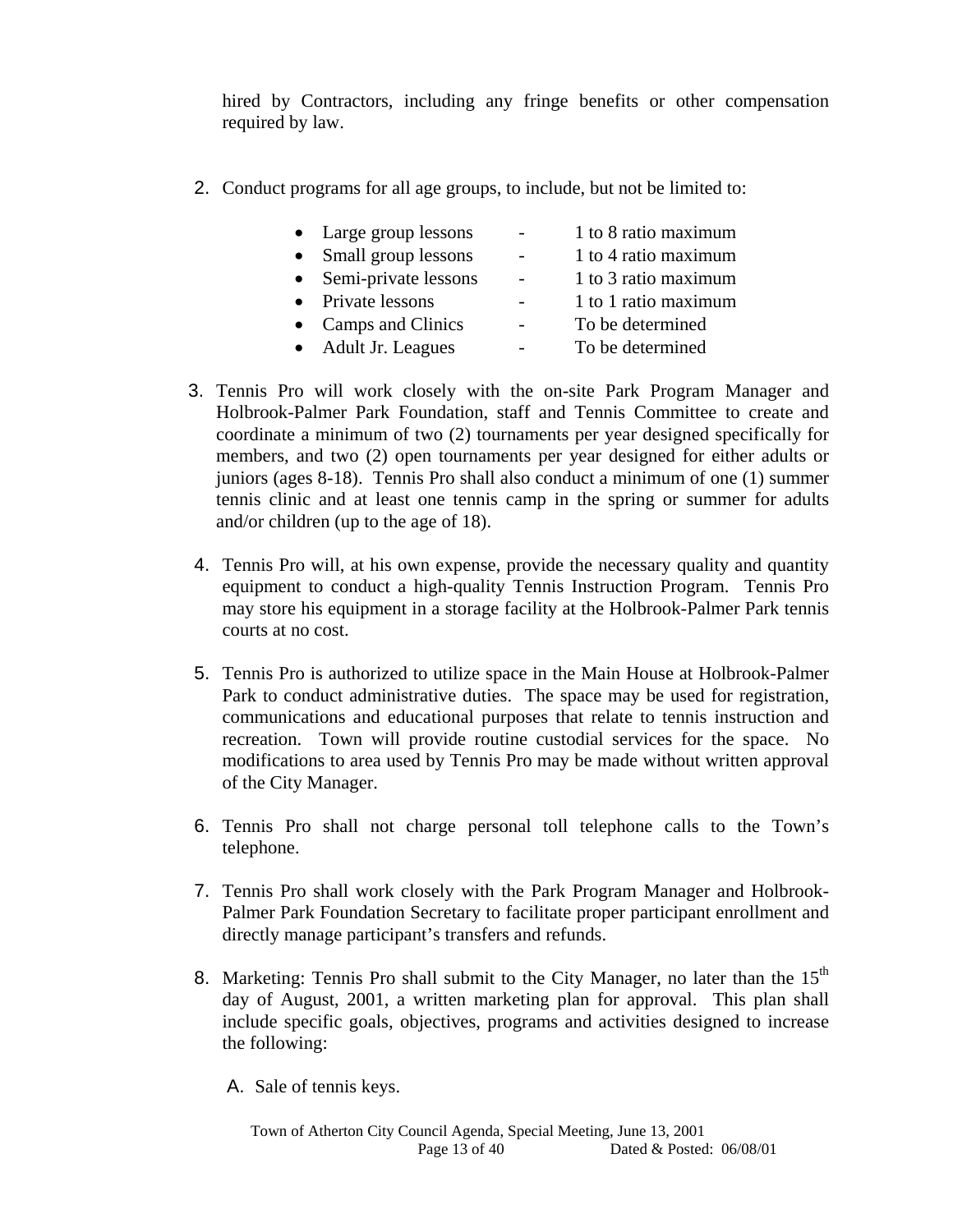hired by Contractors, including any fringe benefits or other compensation required by law.

2. Conduct programs for all age groups, to include, but not be limited to:

| | | |
|---|---|---|
| • Large group lessons | - | 1 to 8 ratio maximum |
| • Small group lessons | - | 1 to 4 ratio maximum |
| • Semi-private lessons | - | 1 to 3 ratio maximum |
| • Private lessons | - | 1 to 1 ratio maximum |
| • Camps and Clinics | - | To be determined |
| • Adult Jr. Leagues | - | To be determined |

3. Tennis Pro will work closely with the on-site Park Program Manager and Holbrook-Palmer Park Foundation, staff and Tennis Committee to create and coordinate a minimum of two (2) tournaments per year designed specifically for members, and two (2) open tournaments per year designed for either adults or juniors (ages 8-18). Tennis Pro shall also conduct a minimum of one (1) summer tennis clinic and at least one tennis camp in the spring or summer for adults and/or children (up to the age of 18).

4. Tennis Pro will, at his own expense, provide the necessary quality and quantity equipment to conduct a high-quality Tennis Instruction Program. Tennis Pro may store his equipment in a storage facility at the Holbrook-Palmer Park tennis courts at no cost.

5. Tennis Pro is authorized to utilize space in the Main House at Holbrook-Palmer Park to conduct administrative duties. The space may be used for registration, communications and educational purposes that relate to tennis instruction and recreation. Town will provide routine custodial services for the space. No modifications to area used by Tennis Pro may be made without written approval of the City Manager.

6. Tennis Pro shall not charge personal toll telephone calls to the Town's telephone.

7. Tennis Pro shall work closely with the Park Program Manager and Holbrook-Palmer Park Foundation Secretary to facilitate proper participant enrollment and directly manage participant's transfers and refunds.

8. Marketing: Tennis Pro shall submit to the City Manager, no later than the 15th day of August, 2001, a written marketing plan for approval. This plan shall include specific goals, objectives, programs and activities designed to increase the following:

   A. Sale of tennis keys.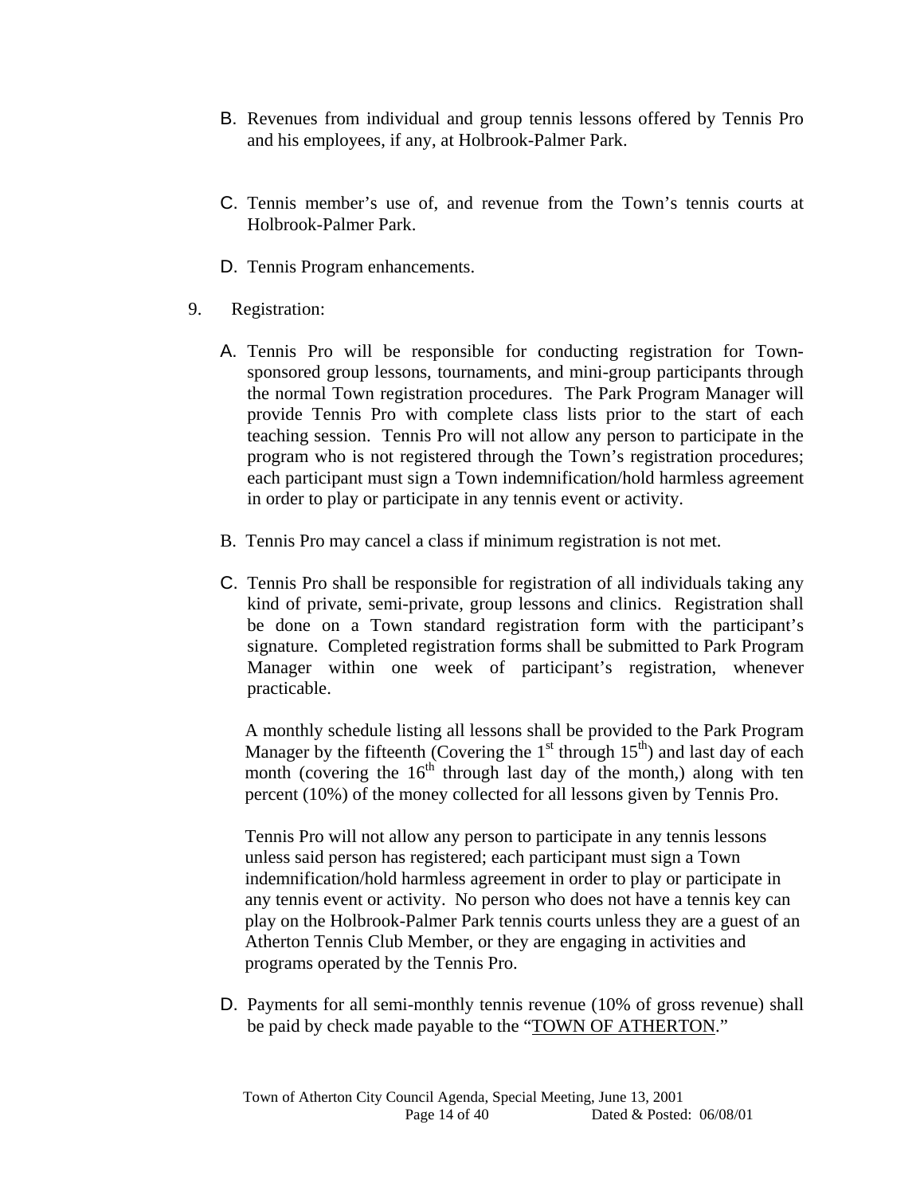B. Revenues from individual and group tennis lessons offered by Tennis Pro and his employees, if any, at Holbrook-Palmer Park.

C. Tennis member's use of, and revenue from the Town's tennis courts at Holbrook-Palmer Park.

D. Tennis Program enhancements.

9. Registration:

A. Tennis Pro will be responsible for conducting registration for Town-sponsored group lessons, tournaments, and mini-group participants through the normal Town registration procedures. The Park Program Manager will provide Tennis Pro with complete class lists prior to the start of each teaching session. Tennis Pro will not allow any person to participate in the program who is not registered through the Town's registration procedures; each participant must sign a Town indemnification/hold harmless agreement in order to play or participate in any tennis event or activity.

B. Tennis Pro may cancel a class if minimum registration is not met.

C. Tennis Pro shall be responsible for registration of all individuals taking any kind of private, semi-private, group lessons and clinics. Registration shall be done on a Town standard registration form with the participant's signature. Completed registration forms shall be submitted to Park Program Manager within one week of participant's registration, whenever practicable.

A monthly schedule listing all lessons shall be provided to the Park Program Manager by the fifteenth (Covering the 1st through 15th) and last day of each month (covering the 16th through last day of the month,) along with ten percent (10%) of the money collected for all lessons given by Tennis Pro.

Tennis Pro will not allow any person to participate in any tennis lessons unless said person has registered; each participant must sign a Town indemnification/hold harmless agreement in order to play or participate in any tennis event or activity. No person who does not have a tennis key can play on the Holbrook-Palmer Park tennis courts unless they are a guest of an Atherton Tennis Club Member, or they are engaging in activities and programs operated by the Tennis Pro.

D. Payments for all semi-monthly tennis revenue (10% of gross revenue) shall be paid by check made payable to the "TOWN OF ATHERTON."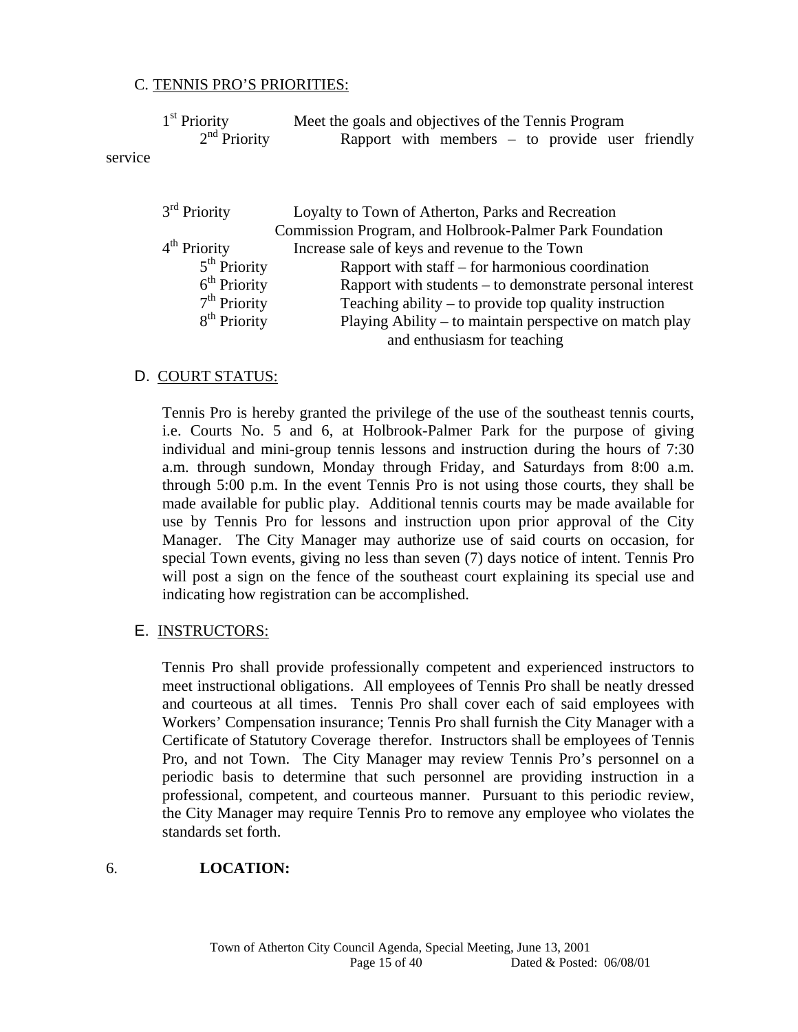C. TENNIS PRO'S PRIORITIES:

| | |
|---|---|
| 1st Priority | Meet the goals and objectives of the Tennis Program |
| 2nd Priority | Rapport with members – to provide user friendly service |
| 3rd Priority | Loyalty to Town of Atherton, Parks and Recreation Commission Program, and Holbrook-Palmer Park Foundation |
| 4th Priority | Increase sale of keys and revenue to the Town |
| 5th Priority | Rapport with staff – for harmonious coordination |
| 6th Priority | Rapport with students – to demonstrate personal interest |
| 7th Priority | Teaching ability – to provide top quality instruction |
| 8th Priority | Playing Ability – to maintain perspective on match play and enthusiasm for teaching |

D. COURT STATUS:

Tennis Pro is hereby granted the privilege of the use of the southeast tennis courts, i.e. Courts No. 5 and 6, at Holbrook-Palmer Park for the purpose of giving individual and mini-group tennis lessons and instruction during the hours of 7:30 a.m. through sundown, Monday through Friday, and Saturdays from 8:00 a.m. through 5:00 p.m. In the event Tennis Pro is not using those courts, they shall be made available for public play. Additional tennis courts may be made available for use by Tennis Pro for lessons and instruction upon prior approval of the City Manager. The City Manager may authorize use of said courts on occasion, for special Town events, giving no less than seven (7) days notice of intent. Tennis Pro will post a sign on the fence of the southeast court explaining its special use and indicating how registration can be accomplished.

E. INSTRUCTORS:

Tennis Pro shall provide professionally competent and experienced instructors to meet instructional obligations. All employees of Tennis Pro shall be neatly dressed and courteous at all times. Tennis Pro shall cover each of said employees with Workers' Compensation insurance; Tennis Pro shall furnish the City Manager with a Certificate of Statutory Coverage therefor. Instructors shall be employees of Tennis Pro, and not Town. The City Manager may review Tennis Pro's personnel on a periodic basis to determine that such personnel are providing instruction in a professional, competent, and courteous manner. Pursuant to this periodic review, the City Manager may require Tennis Pro to remove any employee who violates the standards set forth.

6. **LOCATION:**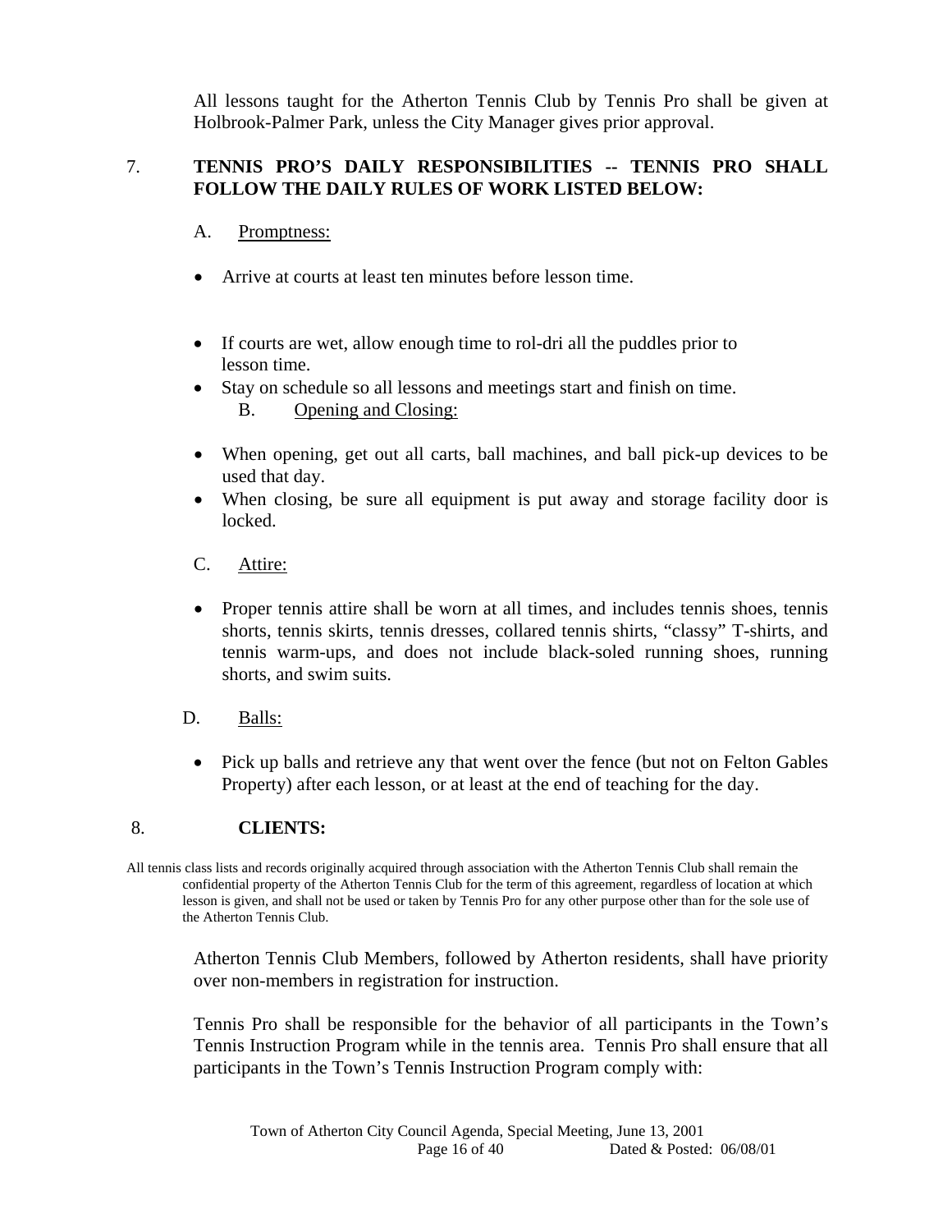All lessons taught for the Atherton Tennis Club by Tennis Pro shall be given at Holbrook-Palmer Park, unless the City Manager gives prior approval.

7. **TENNIS PRO'S DAILY RESPONSIBILITIES -- TENNIS PRO SHALL FOLLOW THE DAILY RULES OF WORK LISTED BELOW:**

A. Promptness:

- Arrive at courts at least ten minutes before lesson time.
- If courts are wet, allow enough time to rol-dri all the puddles prior to lesson time.
- Stay on schedule so all lessons and meetings start and finish on time.

B. Opening and Closing:

- When opening, get out all carts, ball machines, and ball pick-up devices to be used that day.
- When closing, be sure all equipment is put away and storage facility door is locked.

C. Attire:

- Proper tennis attire shall be worn at all times, and includes tennis shoes, tennis shorts, tennis skirts, tennis dresses, collared tennis shirts, "classy" T-shirts, and tennis warm-ups, and does not include black-soled running shoes, running shorts, and swim suits.

D. Balls:

- Pick up balls and retrieve any that went over the fence (but not on Felton Gables Property) after each lesson, or at least at the end of teaching for the day.

8. **CLIENTS:**

All tennis class lists and records originally acquired through association with the Atherton Tennis Club shall remain the confidential property of the Atherton Tennis Club for the term of this agreement, regardless of location at which lesson is given, and shall not be used or taken by Tennis Pro for any other purpose other than for the sole use of the Atherton Tennis Club.

Atherton Tennis Club Members, followed by Atherton residents, shall have priority over non-members in registration for instruction.

Tennis Pro shall be responsible for the behavior of all participants in the Town's Tennis Instruction Program while in the tennis area. Tennis Pro shall ensure that all participants in the Town's Tennis Instruction Program comply with: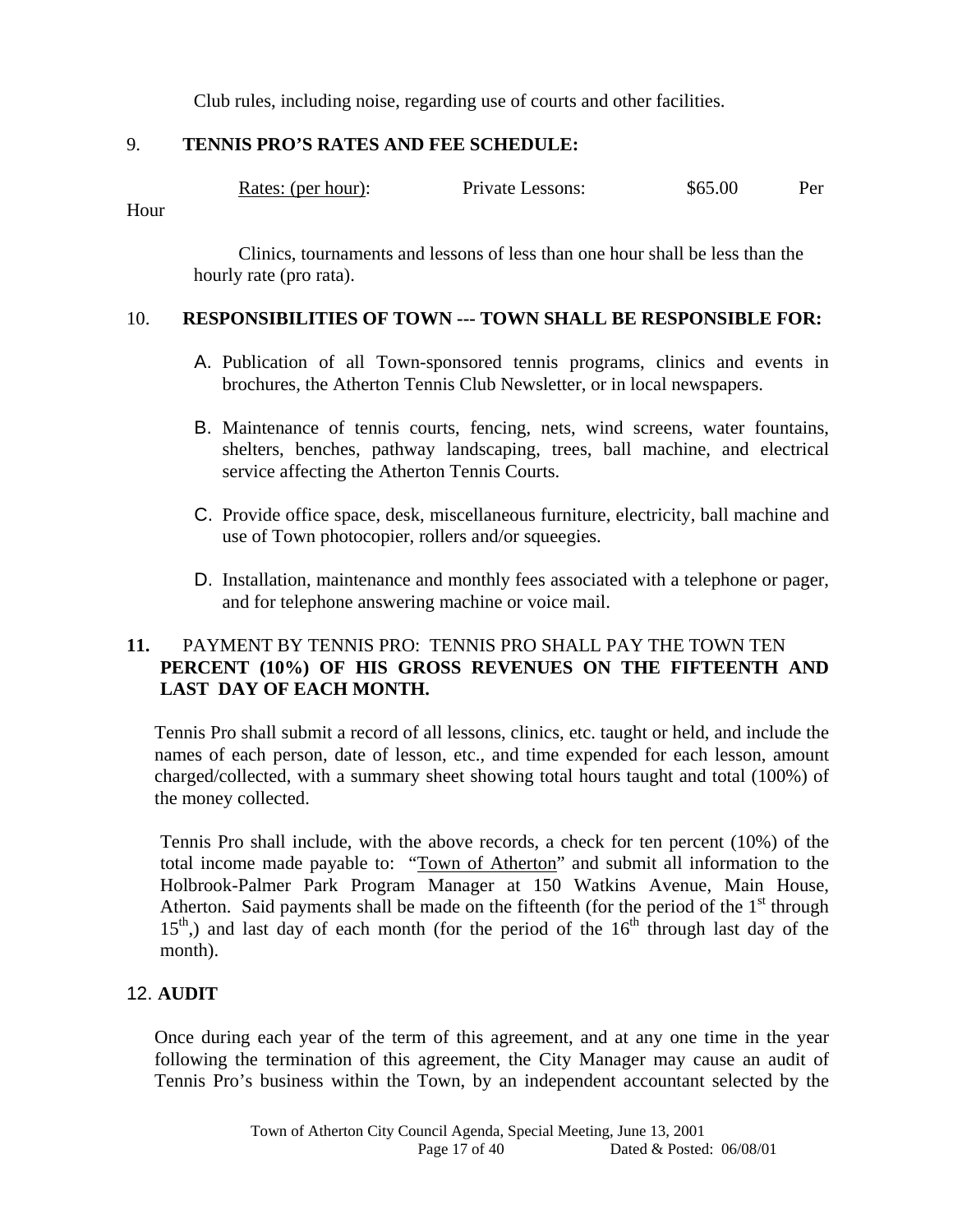Club rules, including noise, regarding use of courts and other facilities.

9. **TENNIS PRO'S RATES AND FEE SCHEDULE:**

Rates: (per hour): Private Lessons: $65.00 Per Hour

Clinics, tournaments and lessons of less than one hour shall be less than the hourly rate (pro rata).

10. **RESPONSIBILITIES OF TOWN --- TOWN SHALL BE RESPONSIBLE FOR:**

A. Publication of all Town-sponsored tennis programs, clinics and events in brochures, the Atherton Tennis Club Newsletter, or in local newspapers.

B. Maintenance of tennis courts, fencing, nets, wind screens, water fountains, shelters, benches, pathway landscaping, trees, ball machine, and electrical service affecting the Atherton Tennis Courts.

C. Provide office space, desk, miscellaneous furniture, electricity, ball machine and use of Town photocopier, rollers and/or squeegies.

D. Installation, maintenance and monthly fees associated with a telephone or pager, and for telephone answering machine or voice mail.

**11.** PAYMENT BY TENNIS PRO: TENNIS PRO SHALL PAY THE TOWN TEN **PERCENT (10%) OF HIS GROSS REVENUES ON THE FIFTEENTH AND LAST DAY OF EACH MONTH.**

Tennis Pro shall submit a record of all lessons, clinics, etc. taught or held, and include the names of each person, date of lesson, etc., and time expended for each lesson, amount charged/collected, with a summary sheet showing total hours taught and total (100%) of the money collected.

Tennis Pro shall include, with the above records, a check for ten percent (10%) of the total income made payable to: "Town of Atherton" and submit all information to the Holbrook-Palmer Park Program Manager at 150 Watkins Avenue, Main House, Atherton. Said payments shall be made on the fifteenth (for the period of the 1st through 15th,) and last day of each month (for the period of the 16th through last day of the month).

12. **AUDIT**

Once during each year of the term of this agreement, and at any one time in the year following the termination of this agreement, the City Manager may cause an audit of Tennis Pro's business within the Town, by an independent accountant selected by the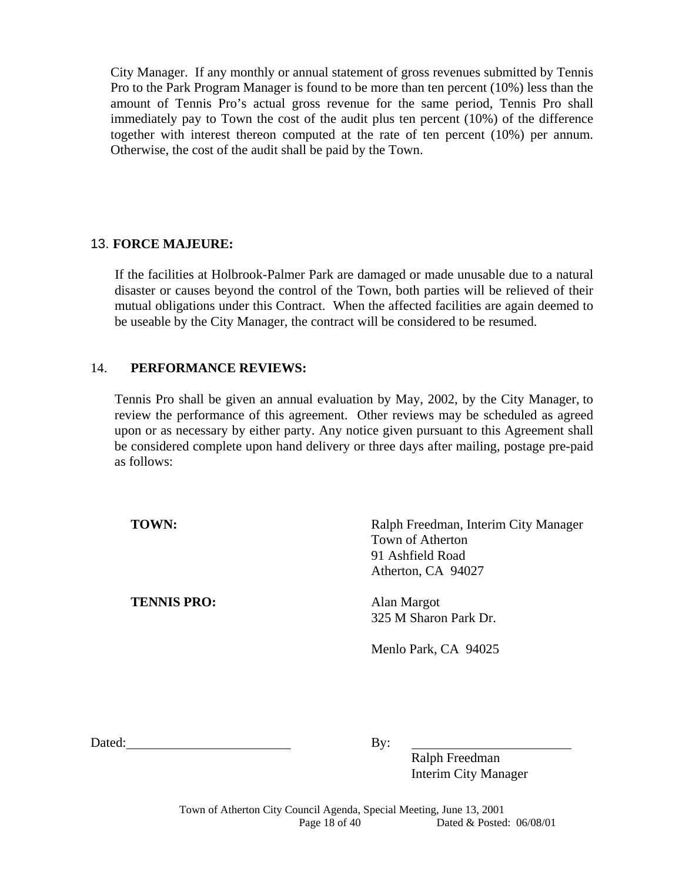City Manager. If any monthly or annual statement of gross revenues submitted by Tennis Pro to the Park Program Manager is found to be more than ten percent (10%) less than the amount of Tennis Pro's actual gross revenue for the same period, Tennis Pro shall immediately pay to Town the cost of the audit plus ten percent (10%) of the difference together with interest thereon computed at the rate of ten percent (10%) per annum. Otherwise, the cost of the audit shall be paid by the Town.

13. **FORCE MAJEURE:**

If the facilities at Holbrook-Palmer Park are damaged or made unusable due to a natural disaster or causes beyond the control of the Town, both parties will be relieved of their mutual obligations under this Contract. When the affected facilities are again deemed to be useable by the City Manager, the contract will be considered to be resumed.

14. **PERFORMANCE REVIEWS:**

Tennis Pro shall be given an annual evaluation by May, 2002, by the City Manager, to review the performance of this agreement. Other reviews may be scheduled as agreed upon or as necessary by either party. Any notice given pursuant to this Agreement shall be considered complete upon hand delivery or three days after mailing, postage pre-paid as follows:

**TOWN:**

Ralph Freedman, Interim City Manager
Town of Atherton
91 Ashfield Road
Atherton, CA 94027

**TENNIS PRO:**

Alan Margot
325 M Sharon Park Dr.

Menlo Park, CA 94025

Dated:\_\_\_\_\_\_\_\_\_\_\_\_\_\_\_\_\_\_\_\_\_\_\_\_ By: \_\_\_\_\_\_\_\_\_\_\_\_\_\_\_\_\_\_\_\_\_\_\_\_

Ralph Freedman
Interim City Manager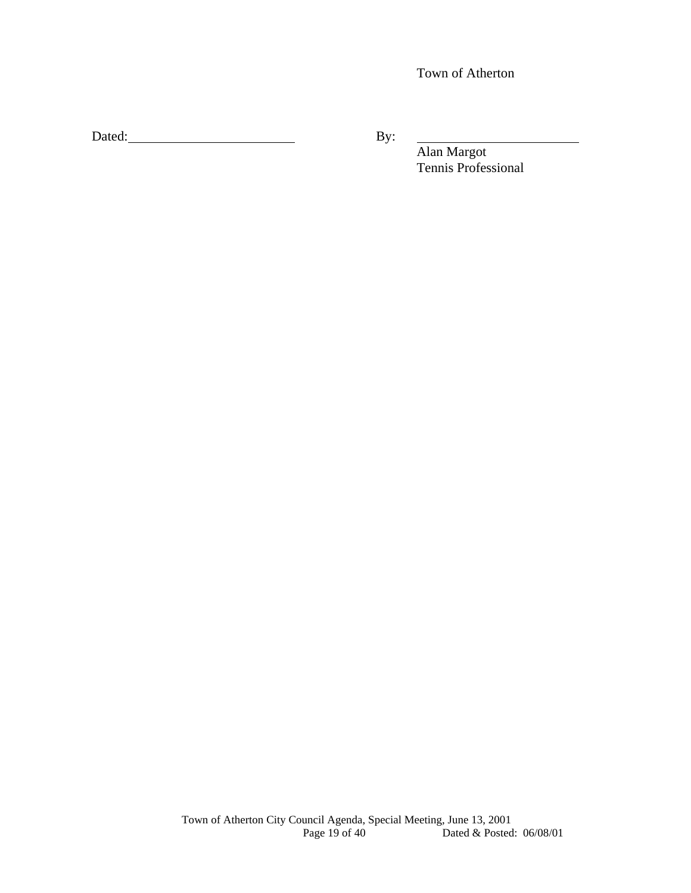Town of Atherton

Dated:_________________________ By: _________________________

Alan Margot
Tennis Professional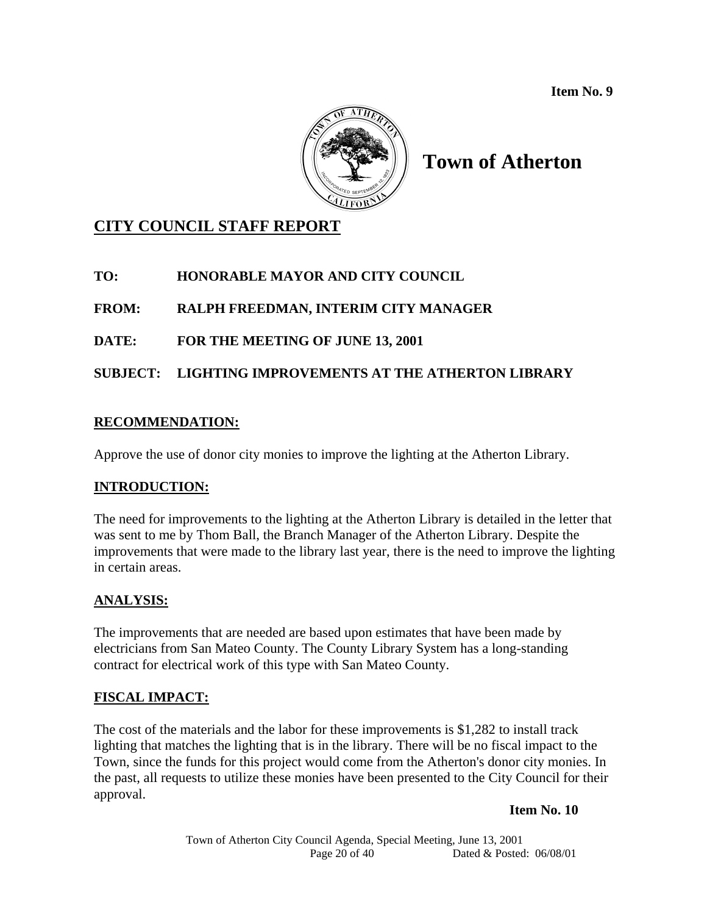**Item No. 9**

# Town of Atherton

## CITY COUNCIL STAFF REPORT

**TO:** HONORABLE MAYOR AND CITY COUNCIL

**FROM:** RALPH FREEDMAN, INTERIM CITY MANAGER

**DATE:** FOR THE MEETING OF JUNE 13, 2001

**SUBJECT:** LIGHTING IMPROVEMENTS AT THE ATHERTON LIBRARY

### RECOMMENDATION:

Approve the use of donor city monies to improve the lighting at the Atherton Library.

### INTRODUCTION:

The need for improvements to the lighting at the Atherton Library is detailed in the letter that was sent to me by Thom Ball, the Branch Manager of the Atherton Library. Despite the improvements that were made to the library last year, there is the need to improve the lighting in certain areas.

### ANALYSIS:

The improvements that are needed are based upon estimates that have been made by electricians from San Mateo County. The County Library System has a long-standing contract for electrical work of this type with San Mateo County.

### FISCAL IMPACT:

The cost of the materials and the labor for these improvements is $1,282 to install track lighting that matches the lighting that is in the library. There will be no fiscal impact to the Town, since the funds for this project would come from the Atherton's donor city monies. In the past, all requests to utilize these monies have been presented to the City Council for their approval.

**Item No. 10**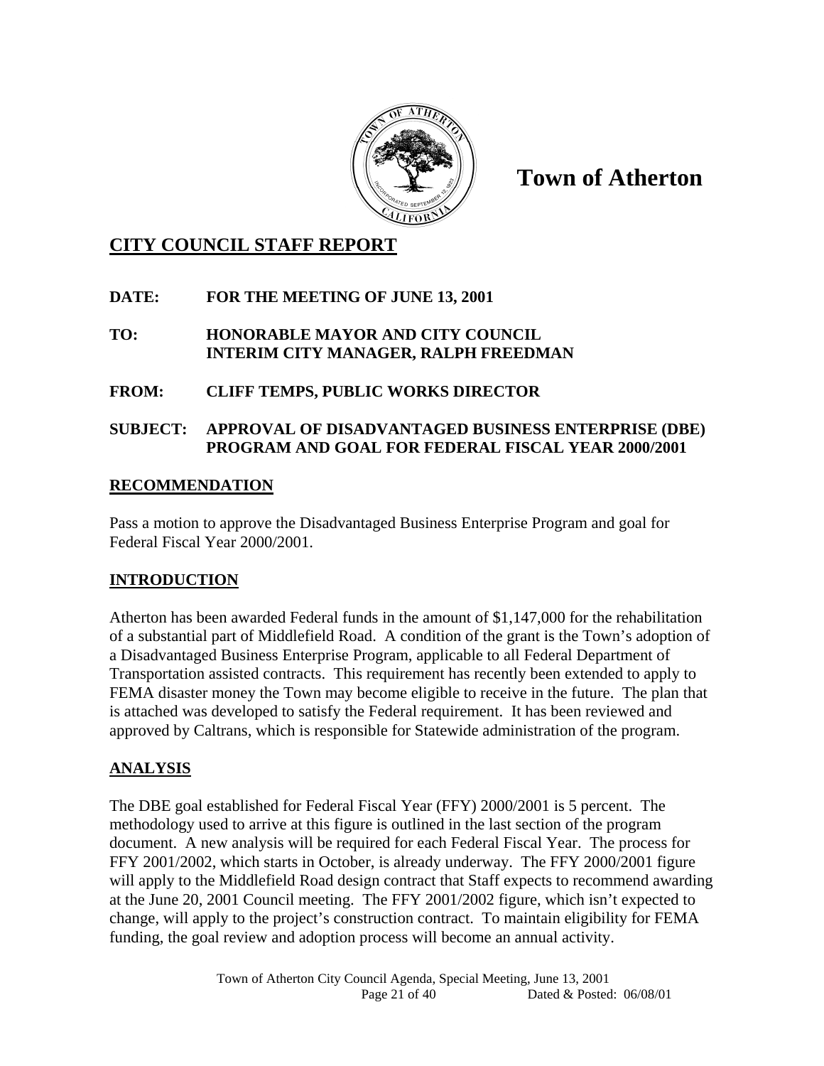# Town of Atherton

## CITY COUNCIL STAFF REPORT

**DATE:** **FOR THE MEETING OF JUNE 13, 2001**

**TO:** **HONORABLE MAYOR AND CITY COUNCIL**
**INTERIM CITY MANAGER, RALPH FREEDMAN**

**FROM:** **CLIFF TEMPS, PUBLIC WORKS DIRECTOR**

**SUBJECT:** **APPROVAL OF DISADVANTAGED BUSINESS ENTERPRISE (DBE) PROGRAM AND GOAL FOR FEDERAL FISCAL YEAR 2000/2001**

## RECOMMENDATION

Pass a motion to approve the Disadvantaged Business Enterprise Program and goal for Federal Fiscal Year 2000/2001.

## INTRODUCTION

Atherton has been awarded Federal funds in the amount of $1,147,000 for the rehabilitation of a substantial part of Middlefield Road. A condition of the grant is the Town's adoption of a Disadvantaged Business Enterprise Program, applicable to all Federal Department of Transportation assisted contracts. This requirement has recently been extended to apply to FEMA disaster money the Town may become eligible to receive in the future. The plan that is attached was developed to satisfy the Federal requirement. It has been reviewed and approved by Caltrans, which is responsible for Statewide administration of the program.

## ANALYSIS

The DBE goal established for Federal Fiscal Year (FFY) 2000/2001 is 5 percent. The methodology used to arrive at this figure is outlined in the last section of the program document. A new analysis will be required for each Federal Fiscal Year. The process for FFY 2001/2002, which starts in October, is already underway. The FFY 2000/2001 figure will apply to the Middlefield Road design contract that Staff expects to recommend awarding at the June 20, 2001 Council meeting. The FFY 2001/2002 figure, which isn't expected to change, will apply to the project's construction contract. To maintain eligibility for FEMA funding, the goal review and adoption process will become an annual activity.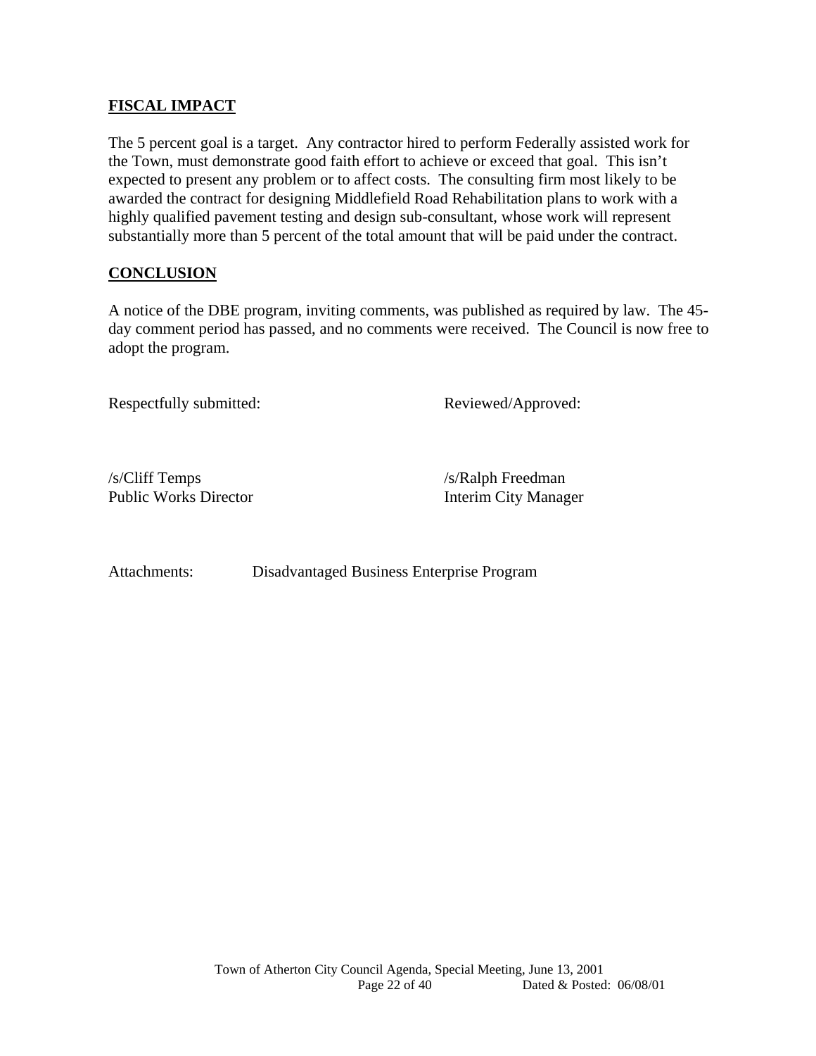## FISCAL IMPACT

The 5 percent goal is a target. Any contractor hired to perform Federally assisted work for the Town, must demonstrate good faith effort to achieve or exceed that goal. This isn't expected to present any problem or to affect costs. The consulting firm most likely to be awarded the contract for designing Middlefield Road Rehabilitation plans to work with a highly qualified pavement testing and design sub-consultant, whose work will represent substantially more than 5 percent of the total amount that will be paid under the contract.

## CONCLUSION

A notice of the DBE program, inviting comments, was published as required by law. The 45-day comment period has passed, and no comments were received. The Council is now free to adopt the program.

Respectfully submitted:

/s/Cliff Temps
Public Works Director

Reviewed/Approved:

/s/Ralph Freedman
Interim City Manager

Attachments: Disadvantaged Business Enterprise Program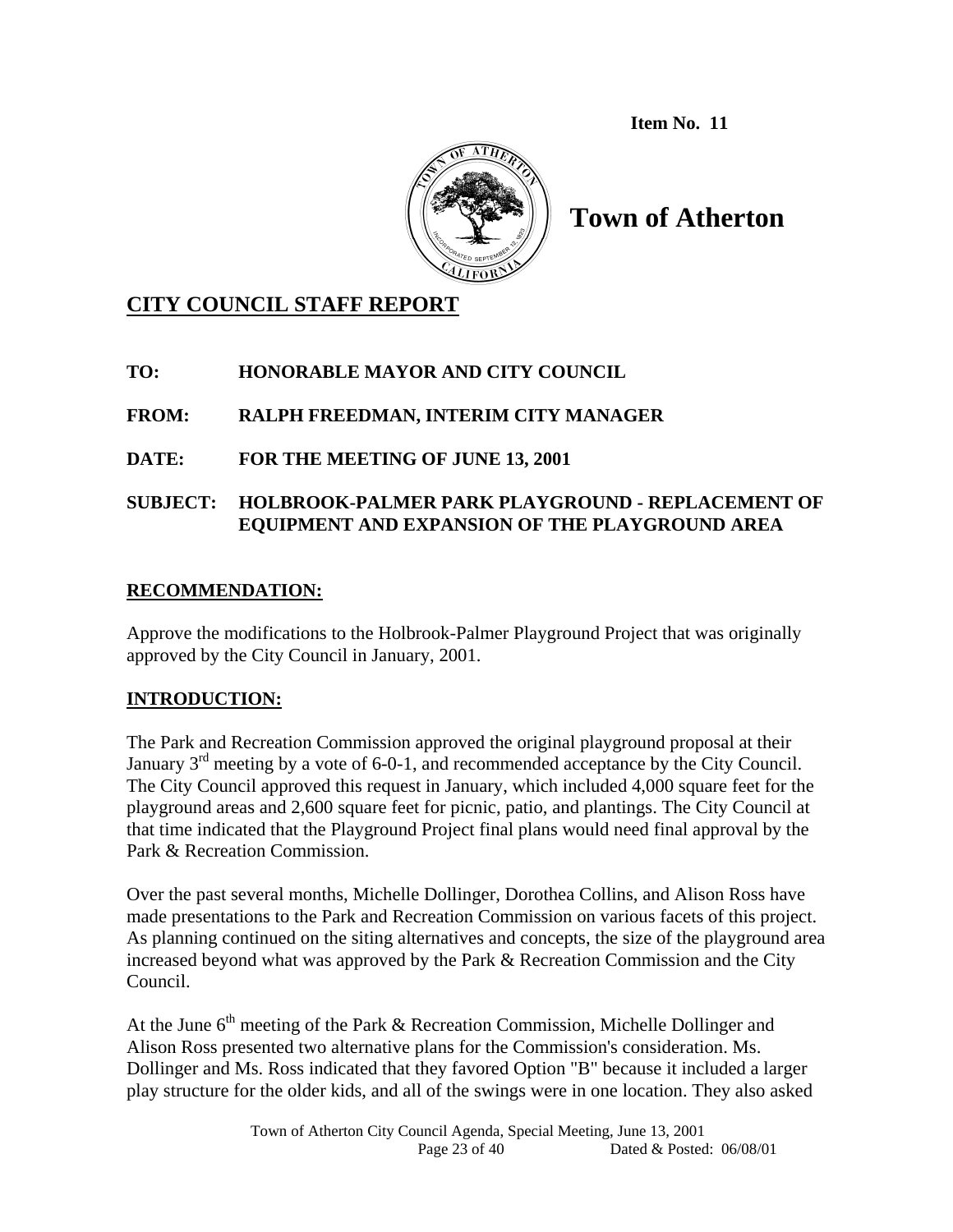**Item No. 11**

# Town of Atherton

## CITY COUNCIL STAFF REPORT

**TO:** HONORABLE MAYOR AND CITY COUNCIL

**FROM:** RALPH FREEDMAN, INTERIM CITY MANAGER

**DATE:** FOR THE MEETING OF JUNE 13, 2001

**SUBJECT:** HOLBROOK-PALMER PARK PLAYGROUND - REPLACEMENT OF EQUIPMENT AND EXPANSION OF THE PLAYGROUND AREA

### RECOMMENDATION:

Approve the modifications to the Holbrook-Palmer Playground Project that was originally approved by the City Council in January, 2001.

### INTRODUCTION:

The Park and Recreation Commission approved the original playground proposal at their January 3rd meeting by a vote of 6-0-1, and recommended acceptance by the City Council. The City Council approved this request in January, which included 4,000 square feet for the playground areas and 2,600 square feet for picnic, patio, and plantings. The City Council at that time indicated that the Playground Project final plans would need final approval by the Park & Recreation Commission.

Over the past several months, Michelle Dollinger, Dorothea Collins, and Alison Ross have made presentations to the Park and Recreation Commission on various facets of this project. As planning continued on the siting alternatives and concepts, the size of the playground area increased beyond what was approved by the Park & Recreation Commission and the City Council.

At the June 6th meeting of the Park & Recreation Commission, Michelle Dollinger and Alison Ross presented two alternative plans for the Commission's consideration. Ms. Dollinger and Ms. Ross indicated that they favored Option "B" because it included a larger play structure for the older kids, and all of the swings were in one location. They also asked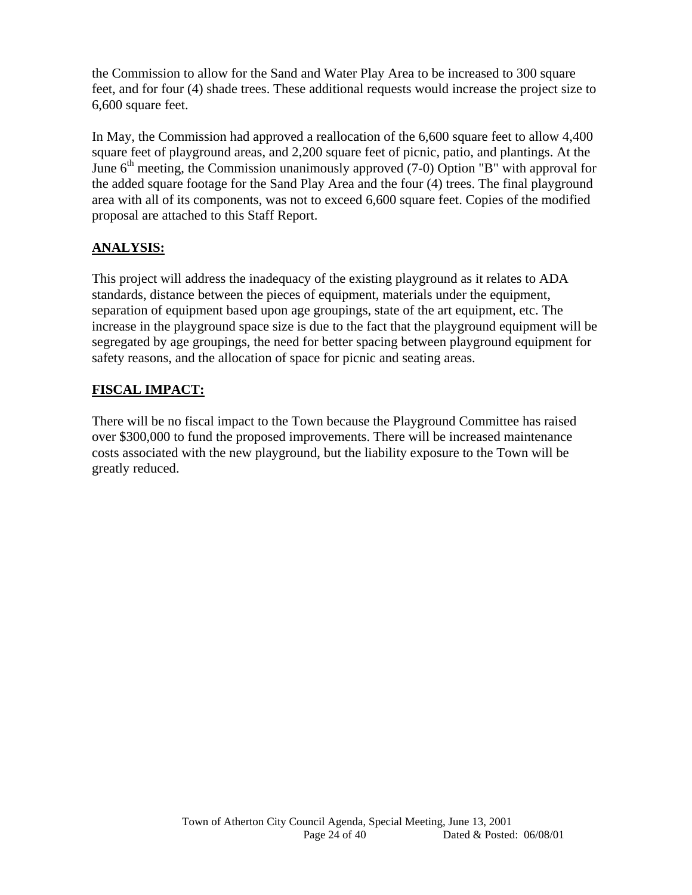the Commission to allow for the Sand and Water Play Area to be increased to 300 square feet, and for four (4) shade trees. These additional requests would increase the project size to 6,600 square feet.

In May, the Commission had approved a reallocation of the 6,600 square feet to allow 4,400 square feet of playground areas, and 2,200 square feet of picnic, patio, and plantings. At the June 6th meeting, the Commission unanimously approved (7-0) Option "B" with approval for the added square footage for the Sand Play Area and the four (4) trees. The final playground area with all of its components, was not to exceed 6,600 square feet. Copies of the modified proposal are attached to this Staff Report.

## ANALYSIS:

This project will address the inadequacy of the existing playground as it relates to ADA standards, distance between the pieces of equipment, materials under the equipment, separation of equipment based upon age groupings, state of the art equipment, etc. The increase in the playground space size is due to the fact that the playground equipment will be segregated by age groupings, the need for better spacing between playground equipment for safety reasons, and the allocation of space for picnic and seating areas.

## FISCAL IMPACT:

There will be no fiscal impact to the Town because the Playground Committee has raised over $300,000 to fund the proposed improvements. There will be increased maintenance costs associated with the new playground, but the liability exposure to the Town will be greatly reduced.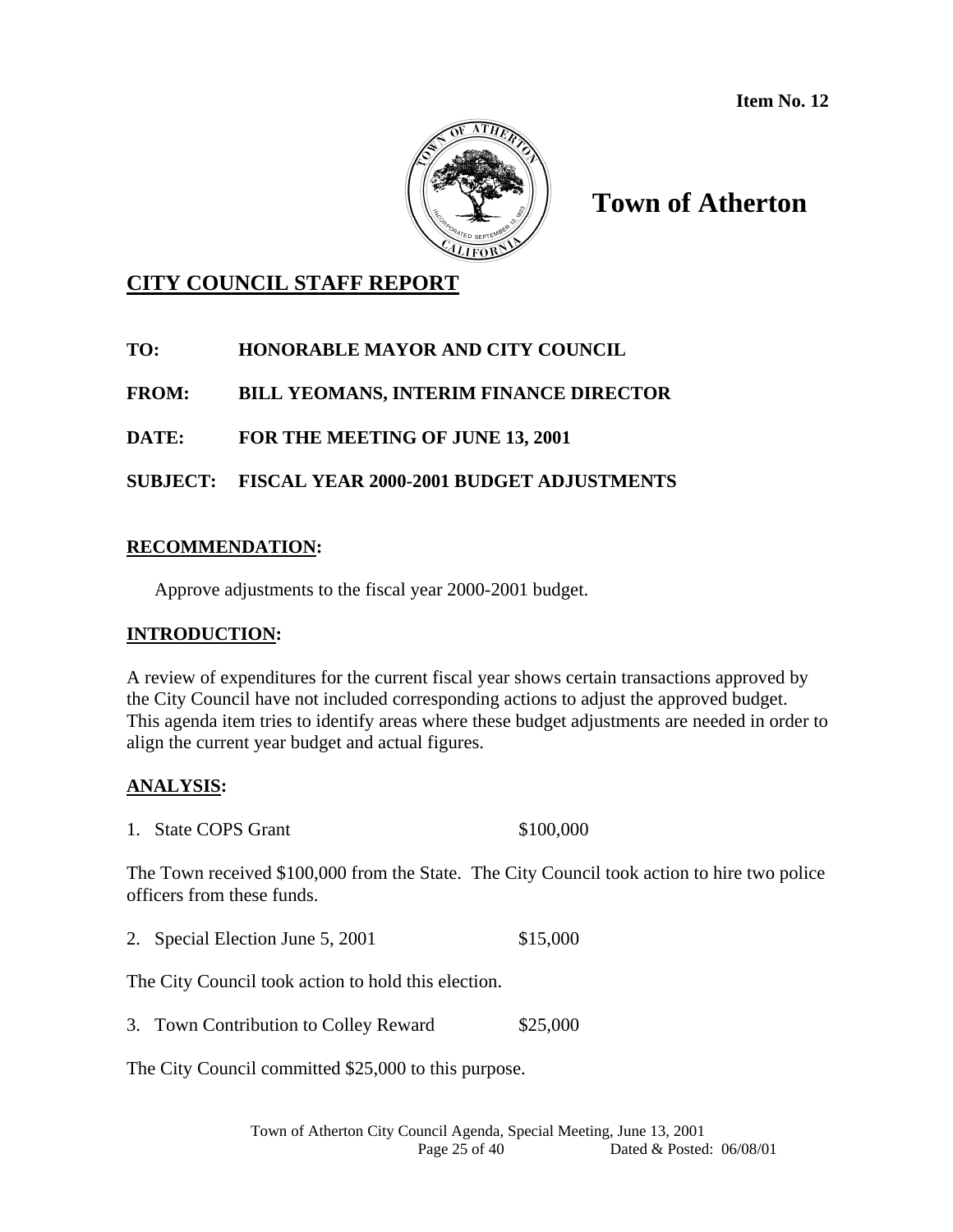**Item No. 12**

# Town of Atherton

## CITY COUNCIL STAFF REPORT

**TO:** HONORABLE MAYOR AND CITY COUNCIL

**FROM:** BILL YEOMANS, INTERIM FINANCE DIRECTOR

**DATE:** FOR THE MEETING OF JUNE 13, 2001

**SUBJECT:** FISCAL YEAR 2000-2001 BUDGET ADJUSTMENTS

### RECOMMENDATION:

Approve adjustments to the fiscal year 2000-2001 budget.

### INTRODUCTION:

A review of expenditures for the current fiscal year shows certain transactions approved by the City Council have not included corresponding actions to adjust the approved budget. This agenda item tries to identify areas where these budget adjustments are needed in order to align the current year budget and actual figures.

### ANALYSIS:

1. State COPS Grant $100,000

The Town received $100,000 from the State. The City Council took action to hire two police officers from these funds.

2. Special Election June 5, 2001 $15,000

The City Council took action to hold this election.

3. Town Contribution to Colley Reward $25,000

The City Council committed $25,000 to this purpose.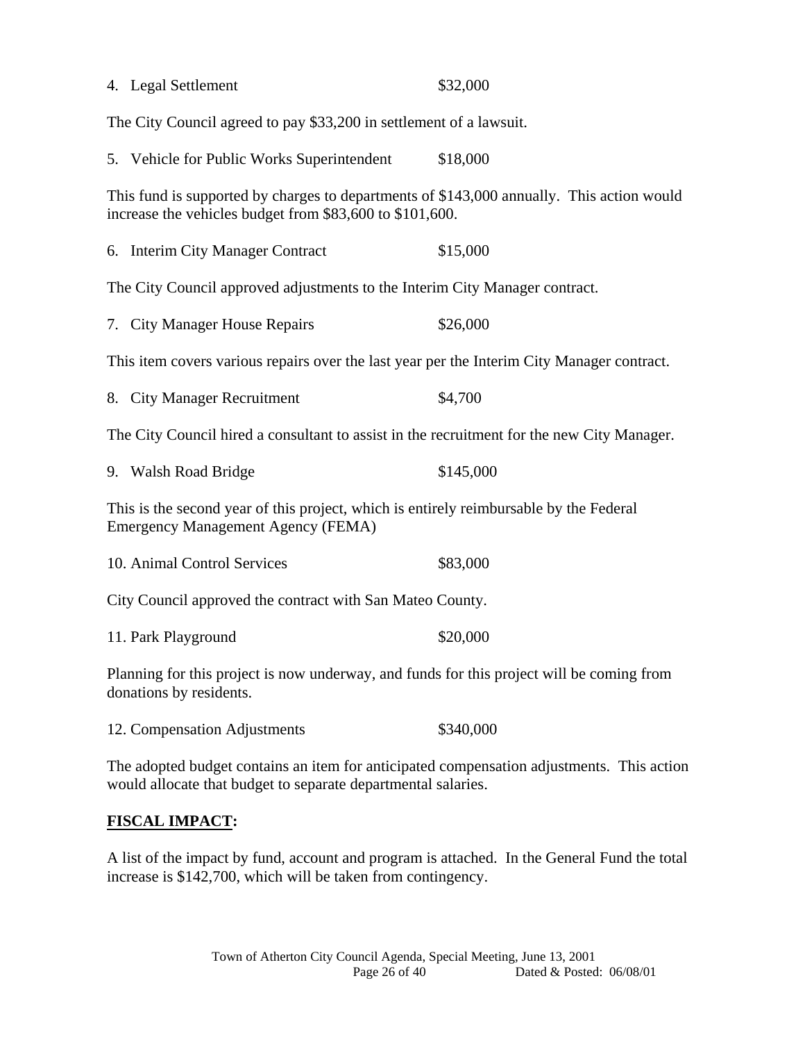4. Legal Settlement $32,000

The City Council agreed to pay $33,200 in settlement of a lawsuit.

5. Vehicle for Public Works Superintendent $18,000

This fund is supported by charges to departments of $143,000 annually. This action would increase the vehicles budget from $83,600 to $101,600.

6. Interim City Manager Contract $15,000

The City Council approved adjustments to the Interim City Manager contract.

7. City Manager House Repairs $26,000

This item covers various repairs over the last year per the Interim City Manager contract.

8. City Manager Recruitment $4,700

The City Council hired a consultant to assist in the recruitment for the new City Manager.

9. Walsh Road Bridge $145,000

This is the second year of this project, which is entirely reimbursable by the Federal Emergency Management Agency (FEMA)

10. Animal Control Services $83,000

City Council approved the contract with San Mateo County.

11. Park Playground $20,000

Planning for this project is now underway, and funds for this project will be coming from donations by residents.

12. Compensation Adjustments $340,000

The adopted budget contains an item for anticipated compensation adjustments. This action would allocate that budget to separate departmental salaries.

**FISCAL IMPACT:**

A list of the impact by fund, account and program is attached. In the General Fund the total increase is $142,700, which will be taken from contingency.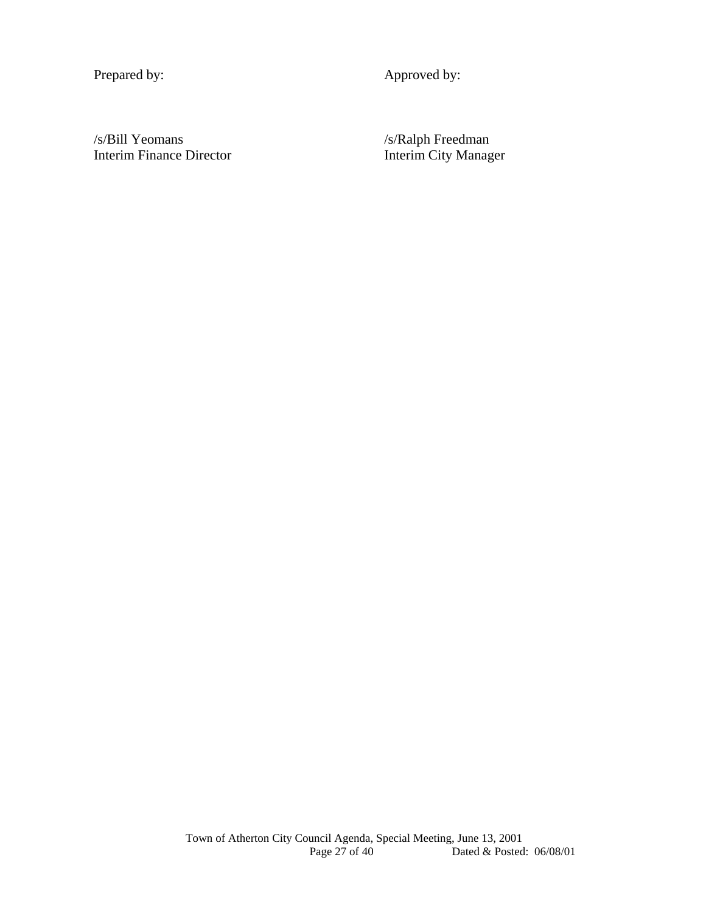| Prepared by: | Approved by: |
|---|---|
| /s/Bill Yeomans<br>Interim Finance Director | /s/Ralph Freedman<br>Interim City Manager |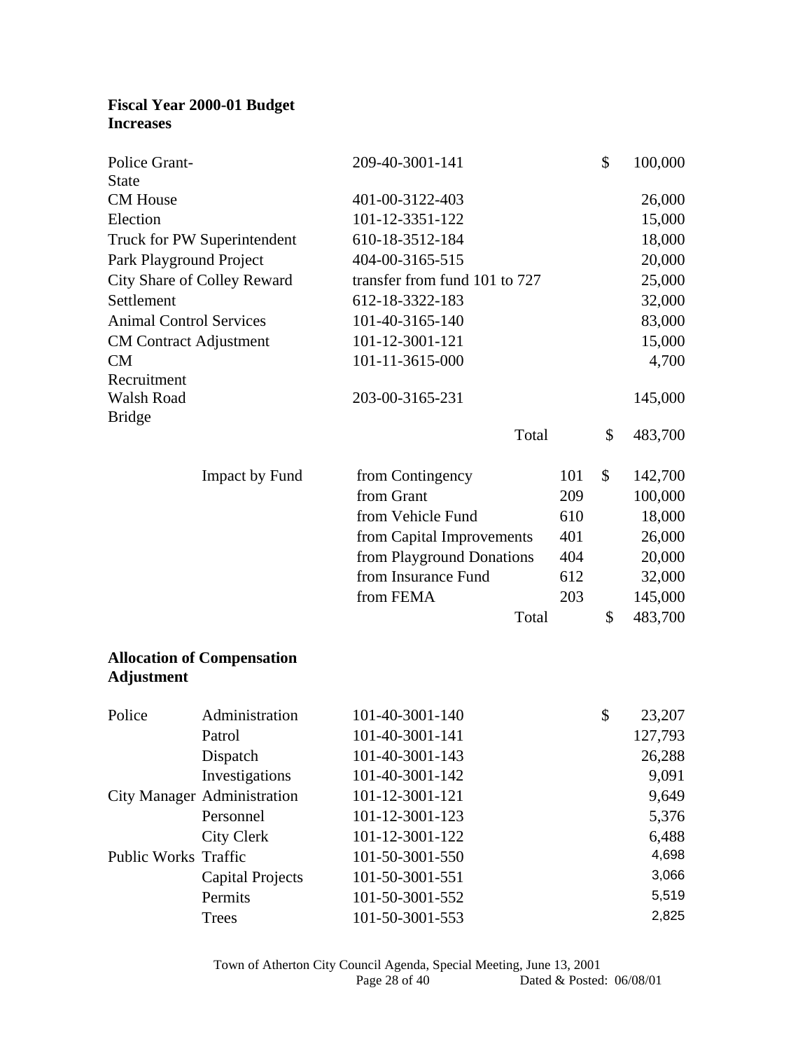**Fiscal Year 2000-01 Budget Increases**

| | | | |
|---|---|---|---|
| Police Grant-State | 209-40-3001-141 | $ | 100,000 |
| CM House | 401-00-3122-403 | | 26,000 |
| Election | 101-12-3351-122 | | 15,000 |
| Truck for PW Superintendent | 610-18-3512-184 | | 18,000 |
| Park Playground Project | 404-00-3165-515 | | 20,000 |
| City Share of Colley Reward | transfer from fund 101 to 727 | | 25,000 |
| Settlement | 612-18-3322-183 | | 32,000 |
| Animal Control Services | 101-40-3165-140 | | 83,000 |
| CM Contract Adjustment | 101-12-3001-121 | | 15,000 |
| CM Recruitment | 101-11-3615-000 | | 4,700 |
| Walsh Road Bridge | 203-00-3165-231 | | 145,000 |
| | Total | $ | 483,700 |

| | | | | |
|---|---|---|---|---|
| Impact by Fund | from Contingency | 101 | $ | 142,700 |
| | from Grant | 209 | | 100,000 |
| | from Vehicle Fund | 610 | | 18,000 |
| | from Capital Improvements | 401 | | 26,000 |
| | from Playground Donations | 404 | | 20,000 |
| | from Insurance Fund | 612 | | 32,000 |
| | from FEMA | 203 | | 145,000 |
| | Total | | $ | 483,700 |

**Allocation of Compensation Adjustment**

| | | | | |
|---|---|---|---|---|
| Police | Administration | 101-40-3001-140 | $ | 23,207 |
| | Patrol | 101-40-3001-141 | | 127,793 |
| | Dispatch | 101-40-3001-143 | | 26,288 |
| | Investigations | 101-40-3001-142 | | 9,091 |
| City Manager | Administration | 101-12-3001-121 | | 9,649 |
| | Personnel | 101-12-3001-123 | | 5,376 |
| | City Clerk | 101-12-3001-122 | | 6,488 |
| Public Works | Traffic | 101-50-3001-550 | | 4,698 |
| | Capital Projects | 101-50-3001-551 | | 3,066 |
| | Permits | 101-50-3001-552 | | 5,519 |
| | Trees | 101-50-3001-553 | | 2,825 |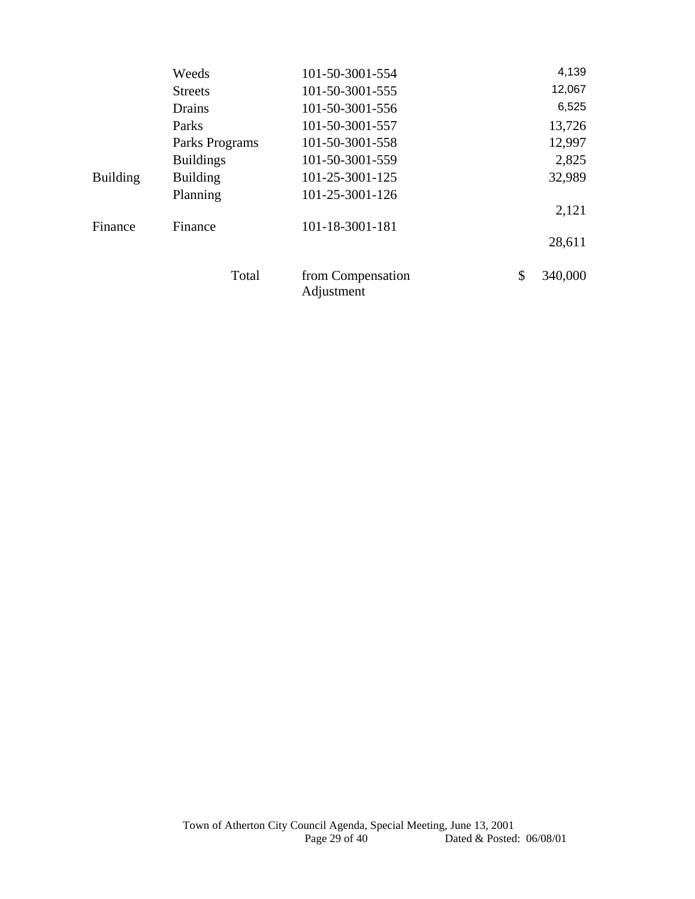| | | | |
|---|---|---|---|
| | Weeds | 101-50-3001-554 | 4,139 |
| | Streets | 101-50-3001-555 | 12,067 |
| | Drains | 101-50-3001-556 | 6,525 |
| | Parks | 101-50-3001-557 | 13,726 |
| | Parks Programs | 101-50-3001-558 | 12,997 |
| | Buildings | 101-50-3001-559 | 2,825 |
| Building | Building | 101-25-3001-125 | 32,989 |
| | Planning | 101-25-3001-126 | 2,121 |
| Finance | Finance | 101-18-3001-181 | 28,611 |
| | Total | from Compensation Adjustment | $ 340,000 |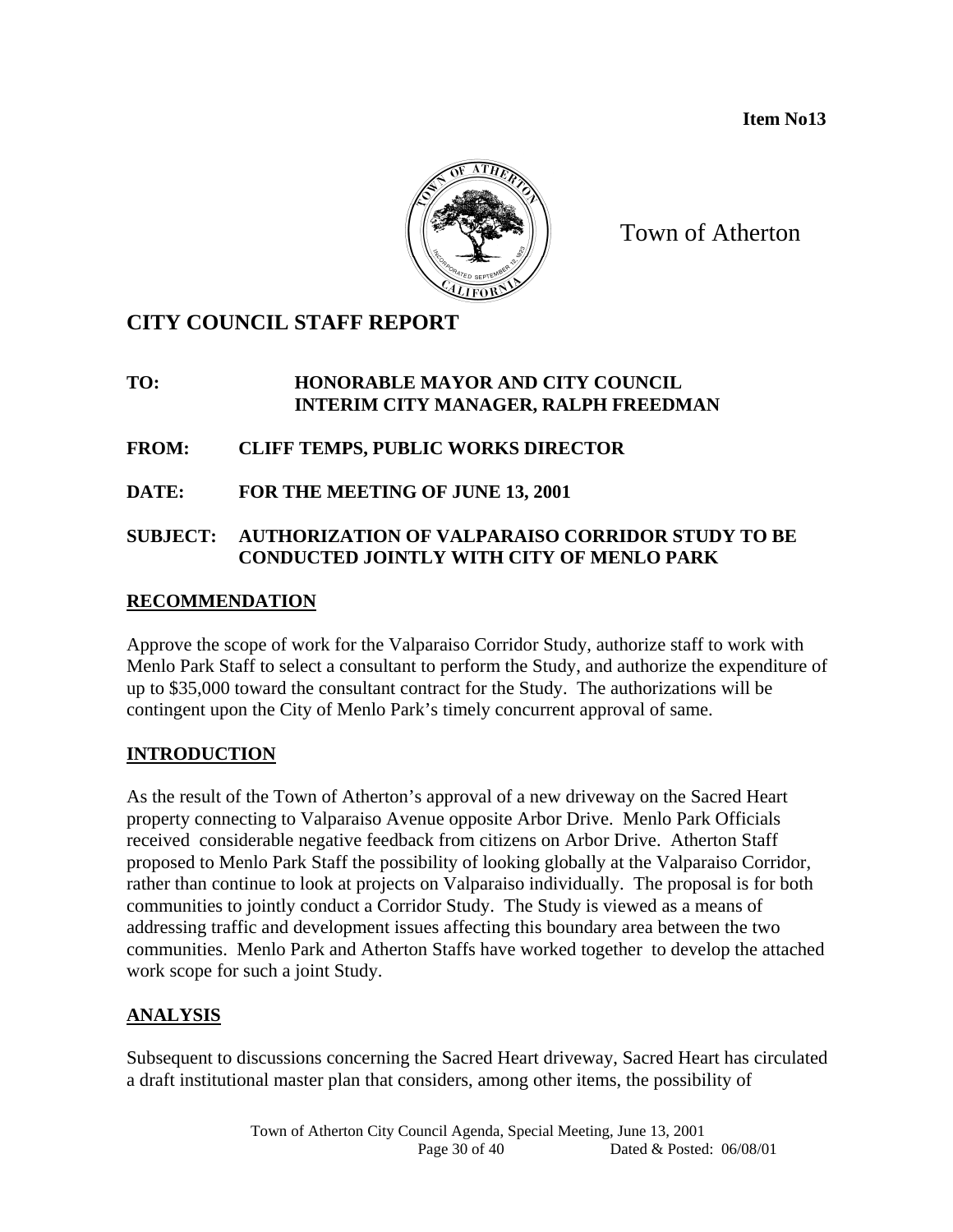**Item No13**

Town of Atherton

# CITY COUNCIL STAFF REPORT

**TO:** HONORABLE MAYOR AND CITY COUNCIL
INTERIM CITY MANAGER, RALPH FREEDMAN

**FROM:** CLIFF TEMPS, PUBLIC WORKS DIRECTOR

**DATE:** FOR THE MEETING OF JUNE 13, 2001

**SUBJECT:** AUTHORIZATION OF VALPARAISO CORRIDOR STUDY TO BE CONDUCTED JOINTLY WITH CITY OF MENLO PARK

## RECOMMENDATION

Approve the scope of work for the Valparaiso Corridor Study, authorize staff to work with Menlo Park Staff to select a consultant to perform the Study, and authorize the expenditure of up to $35,000 toward the consultant contract for the Study. The authorizations will be contingent upon the City of Menlo Park's timely concurrent approval of same.

## INTRODUCTION

As the result of the Town of Atherton's approval of a new driveway on the Sacred Heart property connecting to Valparaiso Avenue opposite Arbor Drive. Menlo Park Officials received considerable negative feedback from citizens on Arbor Drive. Atherton Staff proposed to Menlo Park Staff the possibility of looking globally at the Valparaiso Corridor, rather than continue to look at projects on Valparaiso individually. The proposal is for both communities to jointly conduct a Corridor Study. The Study is viewed as a means of addressing traffic and development issues affecting this boundary area between the two communities. Menlo Park and Atherton Staffs have worked together to develop the attached work scope for such a joint Study.

## ANALYSIS

Subsequent to discussions concerning the Sacred Heart driveway, Sacred Heart has circulated a draft institutional master plan that considers, among other items, the possibility of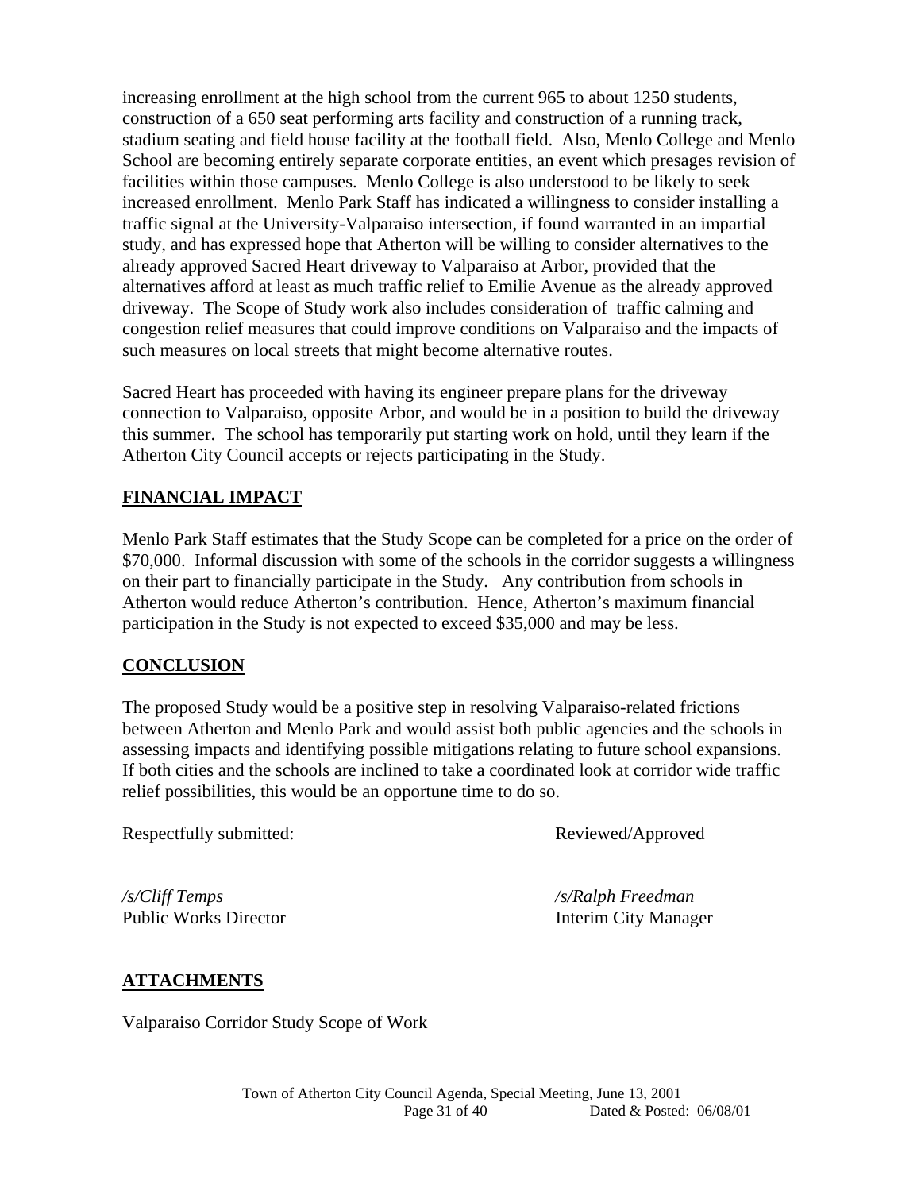increasing enrollment at the high school from the current 965 to about 1250 students, construction of a 650 seat performing arts facility and construction of a running track, stadium seating and field house facility at the football field. Also, Menlo College and Menlo School are becoming entirely separate corporate entities, an event which presages revision of facilities within those campuses. Menlo College is also understood to be likely to seek increased enrollment. Menlo Park Staff has indicated a willingness to consider installing a traffic signal at the University-Valparaiso intersection, if found warranted in an impartial study, and has expressed hope that Atherton will be willing to consider alternatives to the already approved Sacred Heart driveway to Valparaiso at Arbor, provided that the alternatives afford at least as much traffic relief to Emilie Avenue as the already approved driveway. The Scope of Study work also includes consideration of traffic calming and congestion relief measures that could improve conditions on Valparaiso and the impacts of such measures on local streets that might become alternative routes.

Sacred Heart has proceeded with having its engineer prepare plans for the driveway connection to Valparaiso, opposite Arbor, and would be in a position to build the driveway this summer. The school has temporarily put starting work on hold, until they learn if the Atherton City Council accepts or rejects participating in the Study.

## FINANCIAL IMPACT

Menlo Park Staff estimates that the Study Scope can be completed for a price on the order of \$70,000. Informal discussion with some of the schools in the corridor suggests a willingness on their part to financially participate in the Study. Any contribution from schools in Atherton would reduce Atherton's contribution. Hence, Atherton's maximum financial participation in the Study is not expected to exceed \$35,000 and may be less.

## CONCLUSION

The proposed Study would be a positive step in resolving Valparaiso-related frictions between Atherton and Menlo Park and would assist both public agencies and the schools in assessing impacts and identifying possible mitigations relating to future school expansions. If both cities and the schools are inclined to take a coordinated look at corridor wide traffic relief possibilities, this would be an opportune time to do so.

Respectfully submitted:

*/s/Cliff Temps*
Public Works Director

Reviewed/Approved

*/s/Ralph Freedman*
Interim City Manager

## ATTACHMENTS

Valparaiso Corridor Study Scope of Work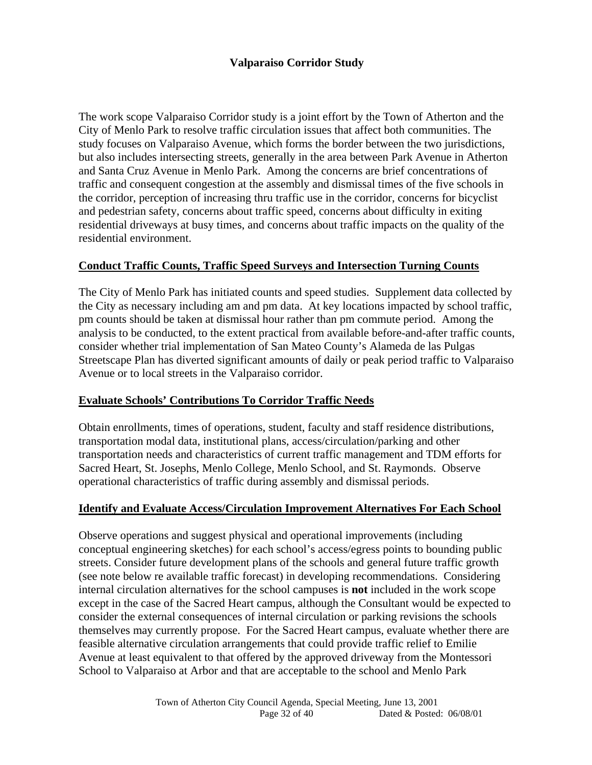**Valparaiso Corridor Study**

The work scope Valparaiso Corridor study is a joint effort by the Town of Atherton and the City of Menlo Park to resolve traffic circulation issues that affect both communities. The study focuses on Valparaiso Avenue, which forms the border between the two jurisdictions, but also includes intersecting streets, generally in the area between Park Avenue in Atherton and Santa Cruz Avenue in Menlo Park. Among the concerns are brief concentrations of traffic and consequent congestion at the assembly and dismissal times of the five schools in the corridor, perception of increasing thru traffic use in the corridor, concerns for bicyclist and pedestrian safety, concerns about traffic speed, concerns about difficulty in exiting residential driveways at busy times, and concerns about traffic impacts on the quality of the residential environment.

**Conduct Traffic Counts, Traffic Speed Surveys and Intersection Turning Counts**

The City of Menlo Park has initiated counts and speed studies. Supplement data collected by the City as necessary including am and pm data. At key locations impacted by school traffic, pm counts should be taken at dismissal hour rather than pm commute period. Among the analysis to be conducted, to the extent practical from available before-and-after traffic counts, consider whether trial implementation of San Mateo County's Alameda de las Pulgas Streetscape Plan has diverted significant amounts of daily or peak period traffic to Valparaiso Avenue or to local streets in the Valparaiso corridor.

**Evaluate Schools' Contributions To Corridor Traffic Needs**

Obtain enrollments, times of operations, student, faculty and staff residence distributions, transportation modal data, institutional plans, access/circulation/parking and other transportation needs and characteristics of current traffic management and TDM efforts for Sacred Heart, St. Josephs, Menlo College, Menlo School, and St. Raymonds. Observe operational characteristics of traffic during assembly and dismissal periods.

**Identify and Evaluate Access/Circulation Improvement Alternatives For Each School**

Observe operations and suggest physical and operational improvements (including conceptual engineering sketches) for each school's access/egress points to bounding public streets. Consider future development plans of the schools and general future traffic growth (see note below re available traffic forecast) in developing recommendations. Considering internal circulation alternatives for the school campuses is **not** included in the work scope except in the case of the Sacred Heart campus, although the Consultant would be expected to consider the external consequences of internal circulation or parking revisions the schools themselves may currently propose. For the Sacred Heart campus, evaluate whether there are feasible alternative circulation arrangements that could provide traffic relief to Emilie Avenue at least equivalent to that offered by the approved driveway from the Montessori School to Valparaiso at Arbor and that are acceptable to the school and Menlo Park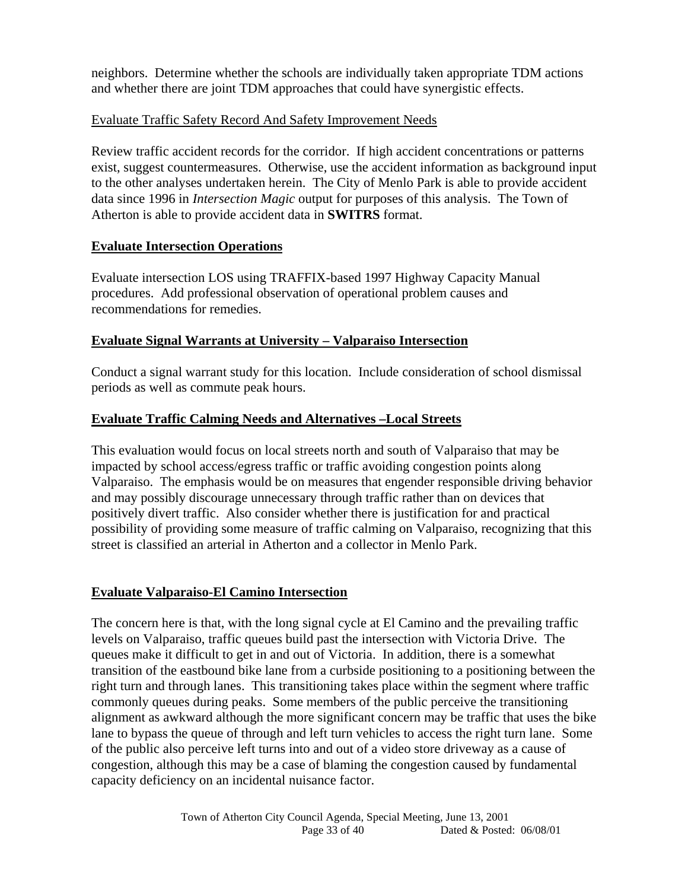neighbors. Determine whether the schools are individually taken appropriate TDM actions and whether there are joint TDM approaches that could have synergistic effects.

Evaluate Traffic Safety Record And Safety Improvement Needs

Review traffic accident records for the corridor. If high accident concentrations or patterns exist, suggest countermeasures. Otherwise, use the accident information as background input to the other analyses undertaken herein. The City of Menlo Park is able to provide accident data since 1996 in *Intersection Magic* output for purposes of this analysis. The Town of Atherton is able to provide accident data in **SWITRS** format.

**Evaluate Intersection Operations**

Evaluate intersection LOS using TRAFFIX-based 1997 Highway Capacity Manual procedures. Add professional observation of operational problem causes and recommendations for remedies.

**Evaluate Signal Warrants at University – Valparaiso Intersection**

Conduct a signal warrant study for this location. Include consideration of school dismissal periods as well as commute peak hours.

**Evaluate Traffic Calming Needs and Alternatives –Local Streets**

This evaluation would focus on local streets north and south of Valparaiso that may be impacted by school access/egress traffic or traffic avoiding congestion points along Valparaiso. The emphasis would be on measures that engender responsible driving behavior and may possibly discourage unnecessary through traffic rather than on devices that positively divert traffic. Also consider whether there is justification for and practical possibility of providing some measure of traffic calming on Valparaiso, recognizing that this street is classified an arterial in Atherton and a collector in Menlo Park.

**Evaluate Valparaiso-El Camino Intersection**

The concern here is that, with the long signal cycle at El Camino and the prevailing traffic levels on Valparaiso, traffic queues build past the intersection with Victoria Drive. The queues make it difficult to get in and out of Victoria. In addition, there is a somewhat transition of the eastbound bike lane from a curbside positioning to a positioning between the right turn and through lanes. This transitioning takes place within the segment where traffic commonly queues during peaks. Some members of the public perceive the transitioning alignment as awkward although the more significant concern may be traffic that uses the bike lane to bypass the queue of through and left turn vehicles to access the right turn lane. Some of the public also perceive left turns into and out of a video store driveway as a cause of congestion, although this may be a case of blaming the congestion caused by fundamental capacity deficiency on an incidental nuisance factor.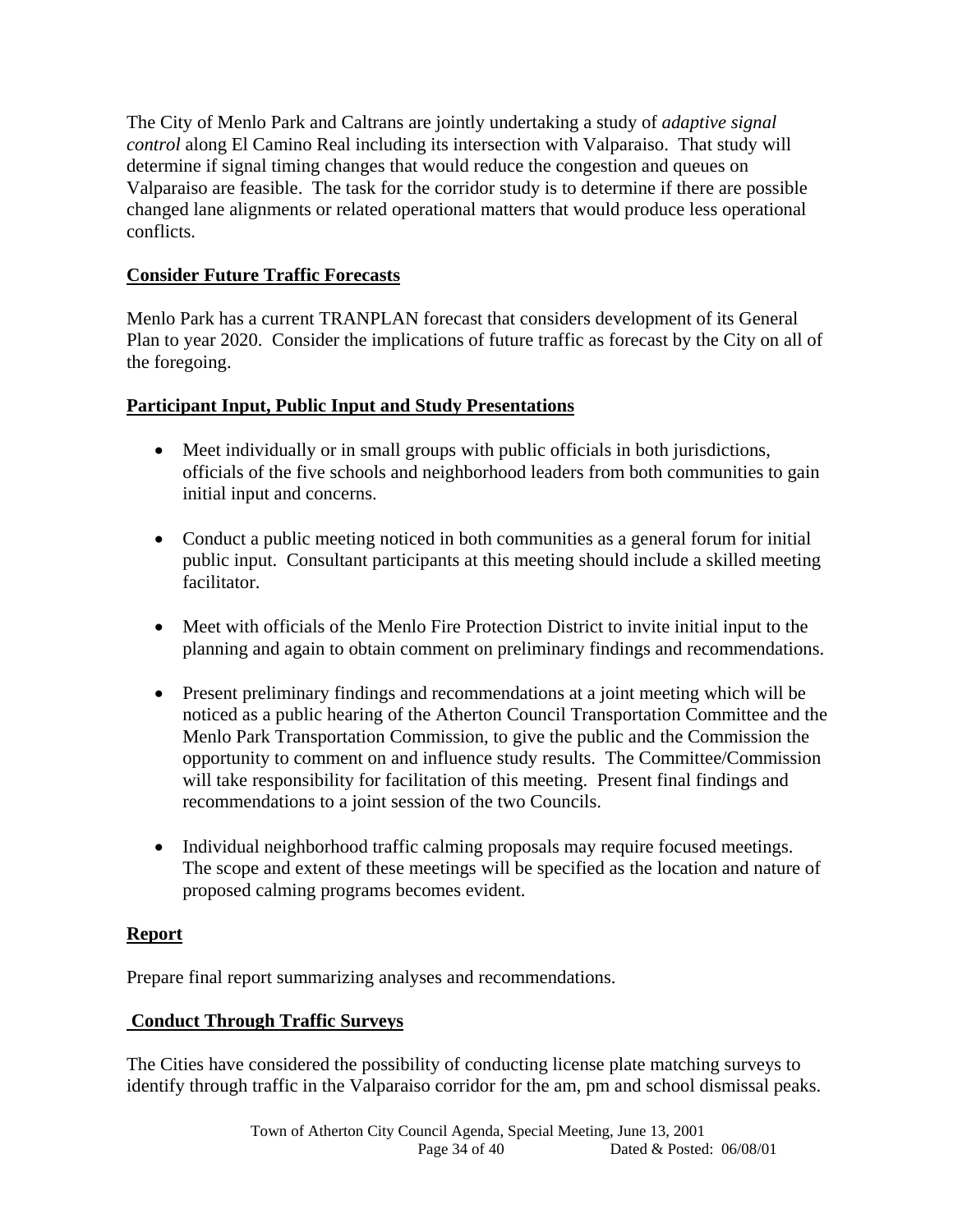The City of Menlo Park and Caltrans are jointly undertaking a study of *adaptive signal control* along El Camino Real including its intersection with Valparaiso. That study will determine if signal timing changes that would reduce the congestion and queues on Valparaiso are feasible. The task for the corridor study is to determine if there are possible changed lane alignments or related operational matters that would produce less operational conflicts.

**Consider Future Traffic Forecasts**

Menlo Park has a current TRANPLAN forecast that considers development of its General Plan to year 2020. Consider the implications of future traffic as forecast by the City on all of the foregoing.

**Participant Input, Public Input and Study Presentations**

- Meet individually or in small groups with public officials in both jurisdictions, officials of the five schools and neighborhood leaders from both communities to gain initial input and concerns.
- Conduct a public meeting noticed in both communities as a general forum for initial public input. Consultant participants at this meeting should include a skilled meeting facilitator.
- Meet with officials of the Menlo Fire Protection District to invite initial input to the planning and again to obtain comment on preliminary findings and recommendations.
- Present preliminary findings and recommendations at a joint meeting which will be noticed as a public hearing of the Atherton Council Transportation Committee and the Menlo Park Transportation Commission, to give the public and the Commission the opportunity to comment on and influence study results. The Committee/Commission will take responsibility for facilitation of this meeting. Present final findings and recommendations to a joint session of the two Councils.
- Individual neighborhood traffic calming proposals may require focused meetings. The scope and extent of these meetings will be specified as the location and nature of proposed calming programs becomes evident.

**Report**

Prepare final report summarizing analyses and recommendations.

**Conduct Through Traffic Surveys**

The Cities have considered the possibility of conducting license plate matching surveys to identify through traffic in the Valparaiso corridor for the am, pm and school dismissal peaks.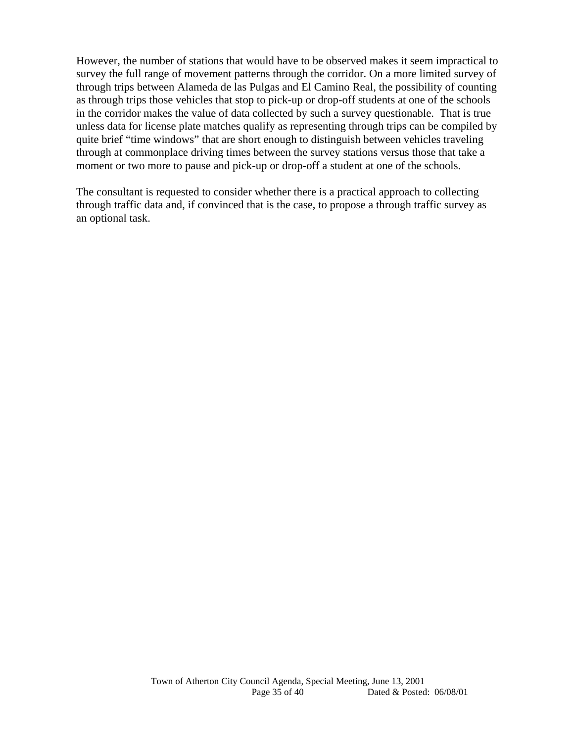However, the number of stations that would have to be observed makes it seem impractical to survey the full range of movement patterns through the corridor. On a more limited survey of through trips between Alameda de las Pulgas and El Camino Real, the possibility of counting as through trips those vehicles that stop to pick-up or drop-off students at one of the schools in the corridor makes the value of data collected by such a survey questionable. That is true unless data for license plate matches qualify as representing through trips can be compiled by quite brief "time windows" that are short enough to distinguish between vehicles traveling through at commonplace driving times between the survey stations versus those that take a moment or two more to pause and pick-up or drop-off a student at one of the schools.

The consultant is requested to consider whether there is a practical approach to collecting through traffic data and, if convinced that is the case, to propose a through traffic survey as an optional task.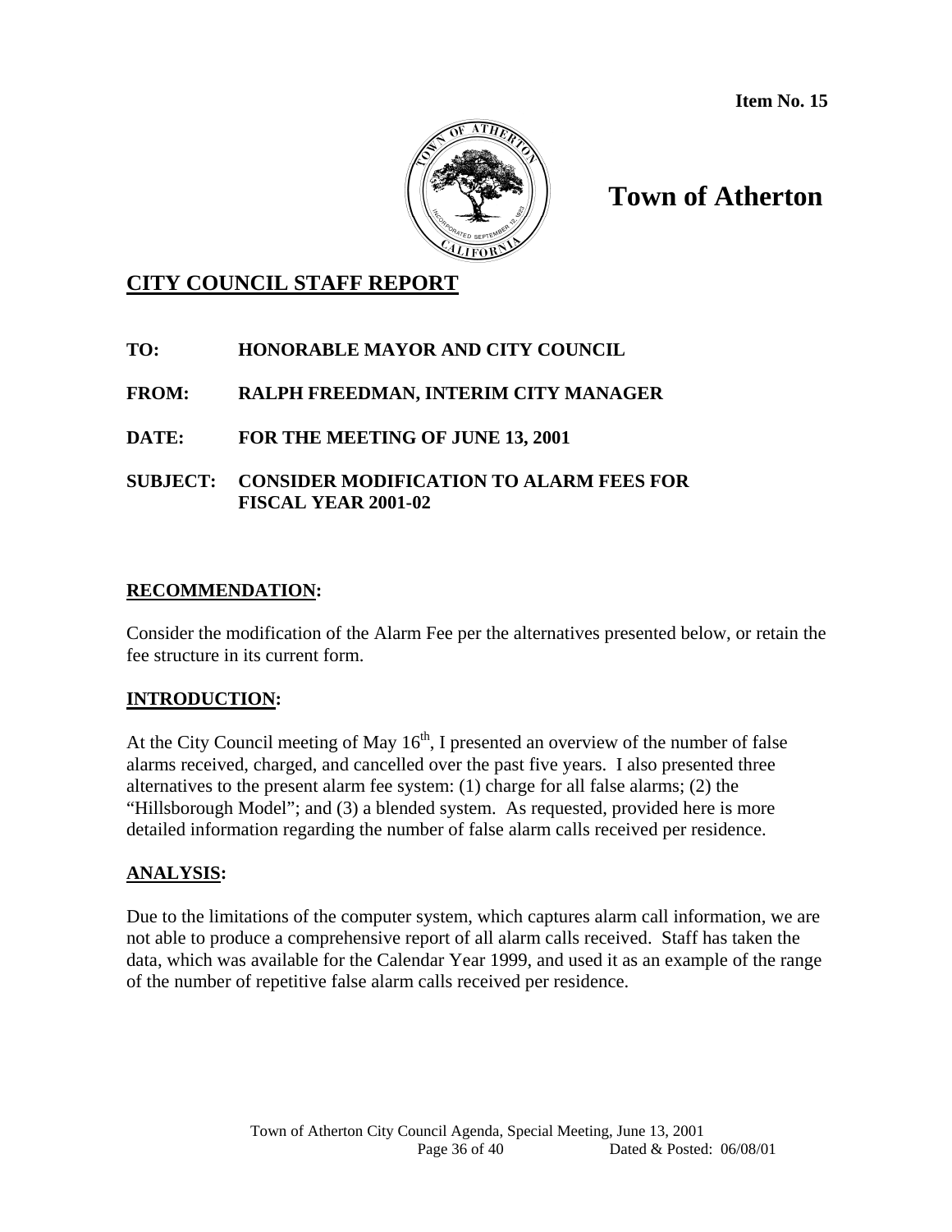**Item No. 15**

# Town of Atherton

## CITY COUNCIL STAFF REPORT

**TO:** HONORABLE MAYOR AND CITY COUNCIL

**FROM:** RALPH FREEDMAN, INTERIM CITY MANAGER

**DATE:** FOR THE MEETING OF JUNE 13, 2001

**SUBJECT:** CONSIDER MODIFICATION TO ALARM FEES FOR FISCAL YEAR 2001-02

### RECOMMENDATION:

Consider the modification of the Alarm Fee per the alternatives presented below, or retain the fee structure in its current form.

### INTRODUCTION:

At the City Council meeting of May 16th, I presented an overview of the number of false alarms received, charged, and cancelled over the past five years. I also presented three alternatives to the present alarm fee system: (1) charge for all false alarms; (2) the "Hillsborough Model"; and (3) a blended system. As requested, provided here is more detailed information regarding the number of false alarm calls received per residence.

### ANALYSIS:

Due to the limitations of the computer system, which captures alarm call information, we are not able to produce a comprehensive report of all alarm calls received. Staff has taken the data, which was available for the Calendar Year 1999, and used it as an example of the range of the number of repetitive false alarm calls received per residence.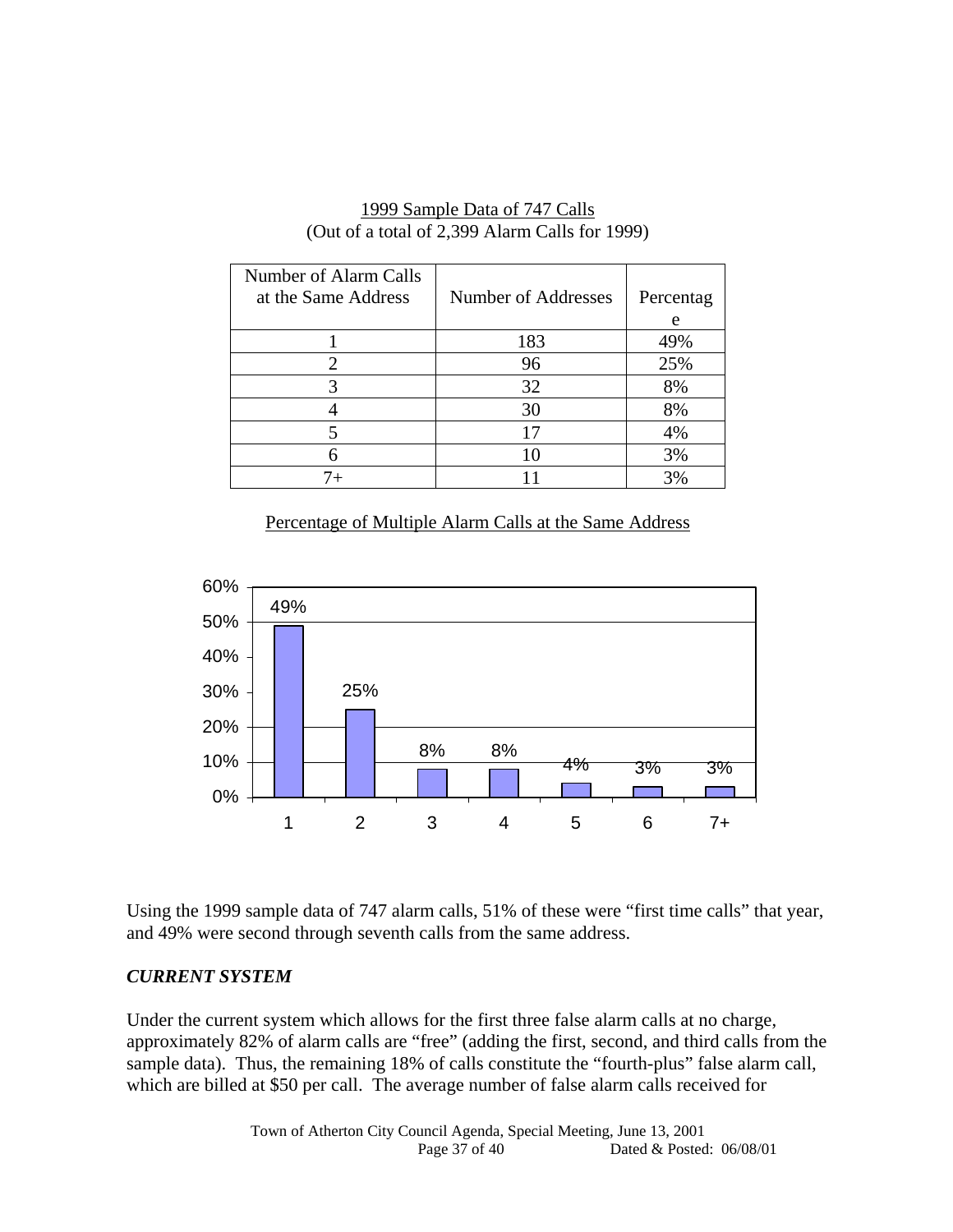1999 Sample Data of 747 Calls
(Out of a total of 2,399 Alarm Calls for 1999)

| Number of Alarm Calls at the Same Address | Number of Addresses | Percentage |
|---|---|---|
| 1 | 183 | 49% |
| 2 | 96 | 25% |
| 3 | 32 | 8% |
| 4 | 30 | 8% |
| 5 | 17 | 4% |
| 6 | 10 | 3% |
| 7+ | 11 | 3% |

Percentage of Multiple Alarm Calls at the Same Address

| Number of Alarm Calls | Percentage |
|---|---|
| 1 | 49% |
| 2 | 25% |
| 3 | 8% |
| 4 | 8% |
| 5 | 4% |
| 6 | 3% |
| 7+ | 3% |

Using the 1999 sample data of 747 alarm calls, 51% of these were "first time calls" that year, and 49% were second through seventh calls from the same address.

### *CURRENT SYSTEM*

Under the current system which allows for the first three false alarm calls at no charge, approximately 82% of alarm calls are "free" (adding the first, second, and third calls from the sample data). Thus, the remaining 18% of calls constitute the "fourth-plus" false alarm call, which are billed at $50 per call. The average number of false alarm calls received for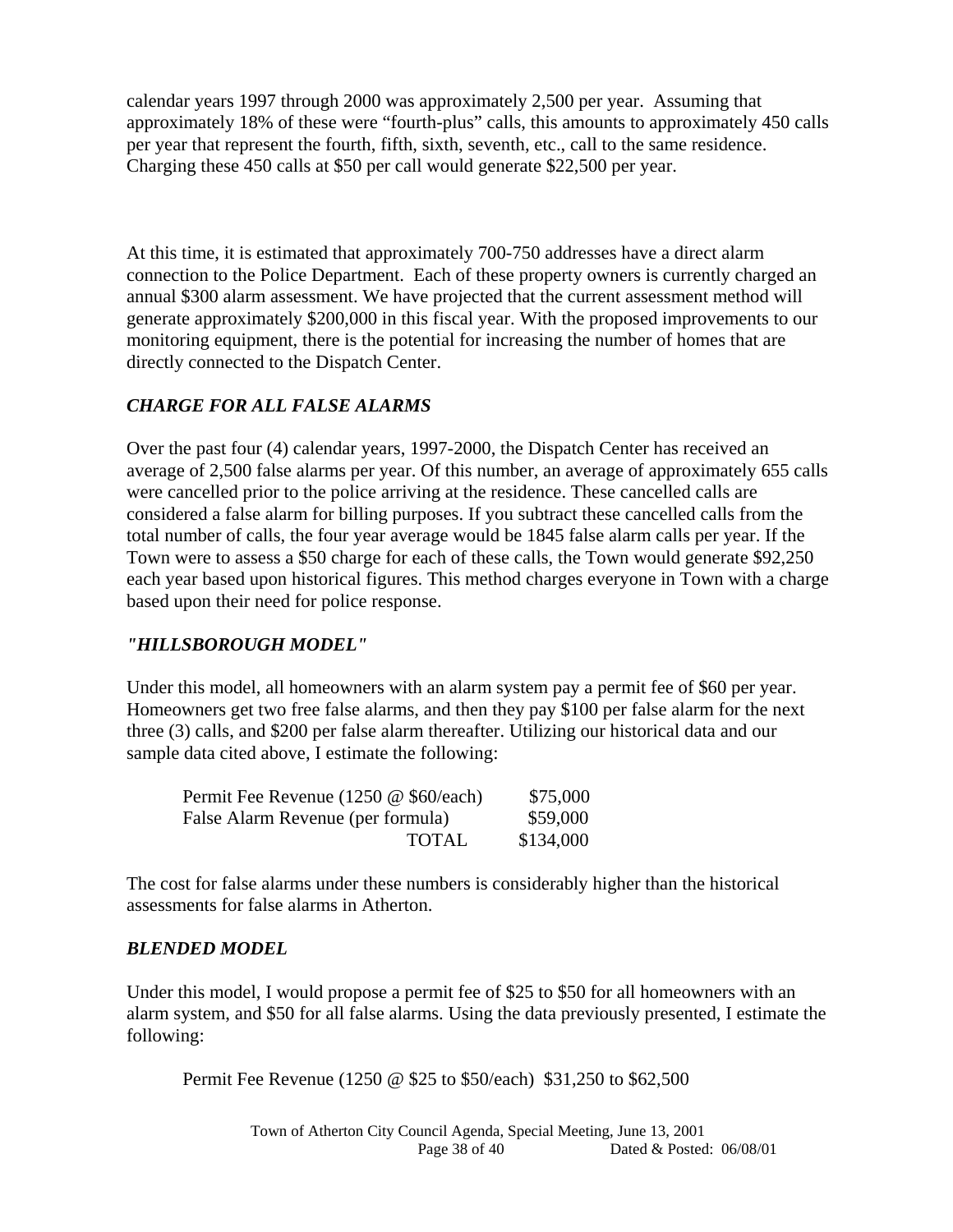calendar years 1997 through 2000 was approximately 2,500 per year. Assuming that approximately 18% of these were "fourth-plus" calls, this amounts to approximately 450 calls per year that represent the fourth, fifth, sixth, seventh, etc., call to the same residence. Charging these 450 calls at $50 per call would generate $22,500 per year.

At this time, it is estimated that approximately 700-750 addresses have a direct alarm connection to the Police Department. Each of these property owners is currently charged an annual $300 alarm assessment. We have projected that the current assessment method will generate approximately $200,000 in this fiscal year. With the proposed improvements to our monitoring equipment, there is the potential for increasing the number of homes that are directly connected to the Dispatch Center.

***CHARGE FOR ALL FALSE ALARMS***

Over the past four (4) calendar years, 1997-2000, the Dispatch Center has received an average of 2,500 false alarms per year. Of this number, an average of approximately 655 calls were cancelled prior to the police arriving at the residence. These cancelled calls are considered a false alarm for billing purposes. If you subtract these cancelled calls from the total number of calls, the four year average would be 1845 false alarm calls per year. If the Town were to assess a $50 charge for each of these calls, the Town would generate $92,250 each year based upon historical figures. This method charges everyone in Town with a charge based upon their need for police response.

***"HILLSBOROUGH MODEL"***

Under this model, all homeowners with an alarm system pay a permit fee of $60 per year. Homeowners get two free false alarms, and then they pay $100 per false alarm for the next three (3) calls, and $200 per false alarm thereafter. Utilizing our historical data and our sample data cited above, I estimate the following:

| | |
|---|---|
| Permit Fee Revenue (1250 @ $60/each) | $75,000 |
| False Alarm Revenue (per formula) | $59,000 |
| TOTAL | $134,000 |

The cost for false alarms under these numbers is considerably higher than the historical assessments for false alarms in Atherton.

***BLENDED MODEL***

Under this model, I would propose a permit fee of $25 to $50 for all homeowners with an alarm system, and $50 for all false alarms. Using the data previously presented, I estimate the following:

Permit Fee Revenue (1250 @ $25 to $50/each) $31,250 to $62,500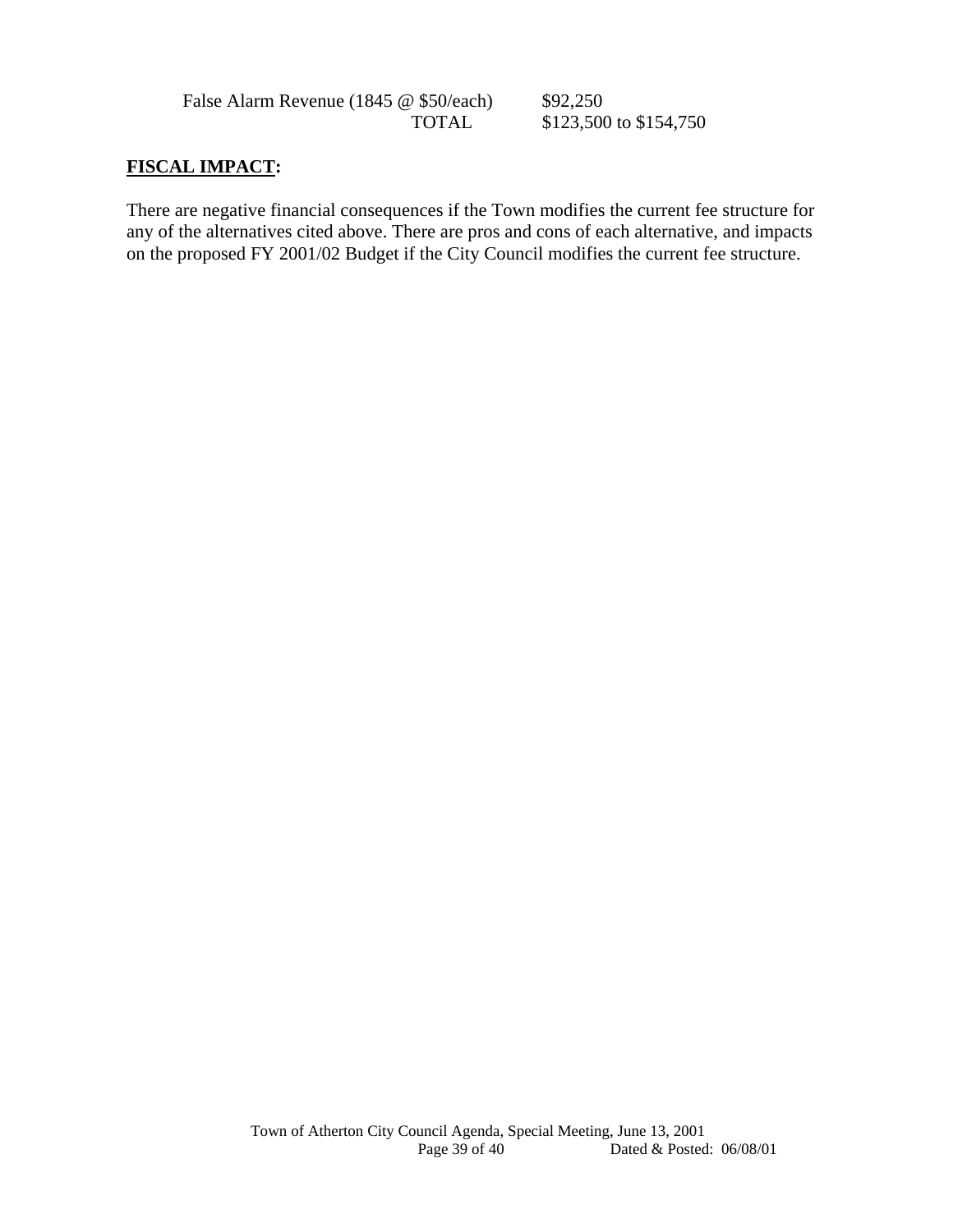| | |
|---|---|
| False Alarm Revenue (1845 @ $50/each) | $92,250 |
| TOTAL | $123,500 to $154,750 |

**FISCAL IMPACT:**

There are negative financial consequences if the Town modifies the current fee structure for any of the alternatives cited above. There are pros and cons of each alternative, and impacts on the proposed FY 2001/02 Budget if the City Council modifies the current fee structure.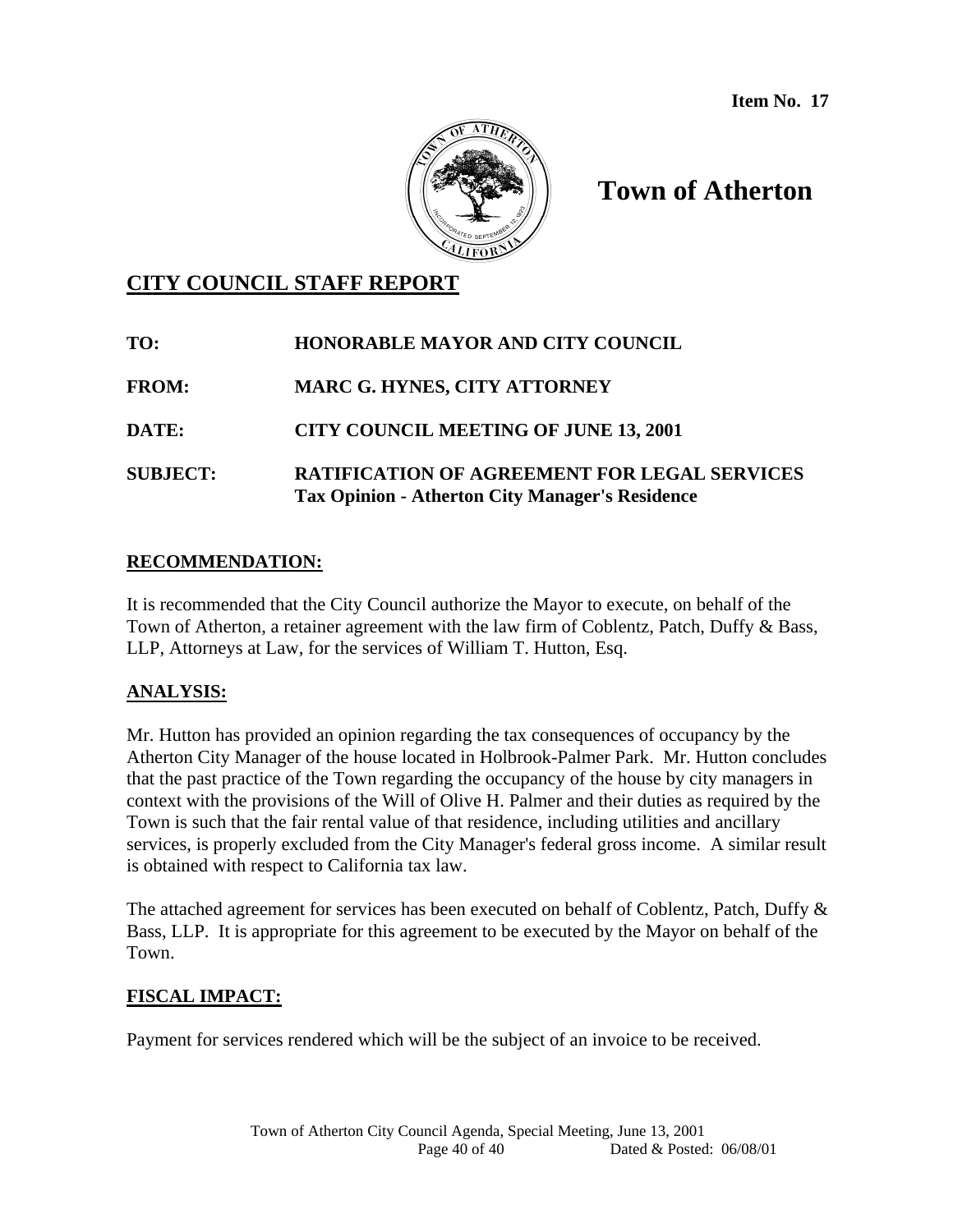**Item No. 17**

# Town of Atherton

## CITY COUNCIL STAFF REPORT

**TO:** HONORABLE MAYOR AND CITY COUNCIL

**FROM:** MARC G. HYNES, CITY ATTORNEY

**DATE:** CITY COUNCIL MEETING OF JUNE 13, 2001

**SUBJECT:** RATIFICATION OF AGREEMENT FOR LEGAL SERVICES
**Tax Opinion - Atherton City Manager's Residence**

### RECOMMENDATION:

It is recommended that the City Council authorize the Mayor to execute, on behalf of the Town of Atherton, a retainer agreement with the law firm of Coblentz, Patch, Duffy & Bass, LLP, Attorneys at Law, for the services of William T. Hutton, Esq.

### ANALYSIS:

Mr. Hutton has provided an opinion regarding the tax consequences of occupancy by the Atherton City Manager of the house located in Holbrook-Palmer Park. Mr. Hutton concludes that the past practice of the Town regarding the occupancy of the house by city managers in context with the provisions of the Will of Olive H. Palmer and their duties as required by the Town is such that the fair rental value of that residence, including utilities and ancillary services, is properly excluded from the City Manager's federal gross income. A similar result is obtained with respect to California tax law.

The attached agreement for services has been executed on behalf of Coblentz, Patch, Duffy & Bass, LLP. It is appropriate for this agreement to be executed by the Mayor on behalf of the Town.

### FISCAL IMPACT:

Payment for services rendered which will be the subject of an invoice to be received.